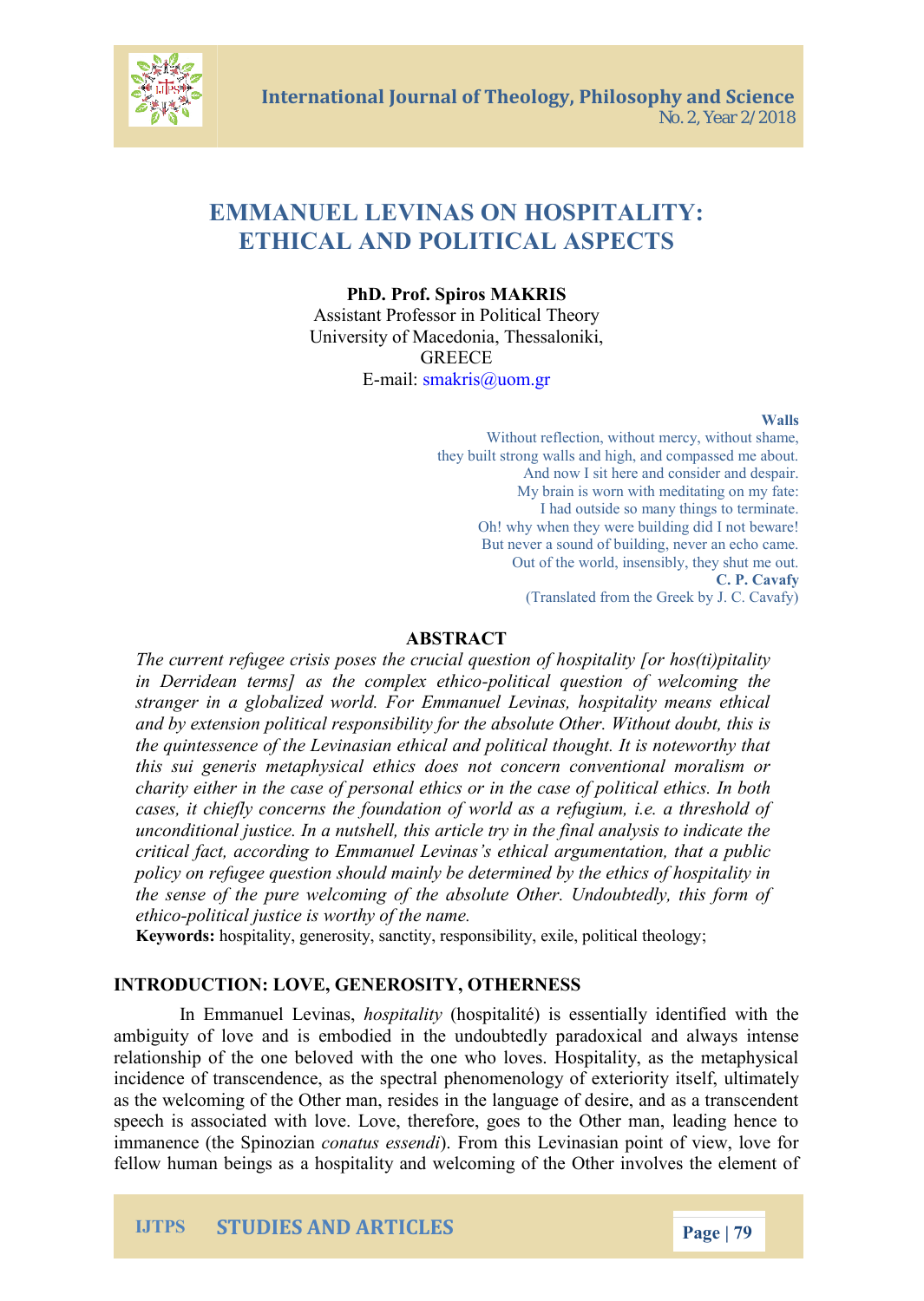# EMMANUEL LEVINAS ON HOSPITALITY: ETHICAL AND POLITICAL ASPECTS

**PhD. Prof. Spiros MAKRIS**
Assistant Professor in Political Theory
University of Macedonia, Thessaloniki,
GREECE
E-mail: smakris@uom.gr

**Walls**
Without reflection, without mercy, without shame,
they built strong walls and high, and compassed me about.
And now I sit here and consider and despair.
My brain is worn with meditating on my fate:
I had outside so many things to terminate.
Oh! why when they were building did I not beware!
But never a sound of building, never an echo came.
Out of the world, insensibly, they shut me out.
**C. P. Cavafy**
(Translated from the Greek by J. C. Cavafy)

## ABSTRACT

*The current refugee crisis poses the crucial question of hospitality [or hos(ti)pitality in Derridean terms] as the complex ethico-political question of welcoming the stranger in a globalized world. For Emmanuel Levinas, hospitality means ethical and by extension political responsibility for the absolute Other. Without doubt, this is the quintessence of the Levinasian ethical and political thought. It is noteworthy that this sui generis metaphysical ethics does not concern conventional moralism or charity either in the case of personal ethics or in the case of political ethics. In both cases, it chiefly concerns the foundation of world as a refugium, i.e. a threshold of unconditional justice. In a nutshell, this article try in the final analysis to indicate the critical fact, according to Emmanuel Levinas's ethical argumentation, that a public policy on refugee question should mainly be determined by the ethics of hospitality in the sense of the pure welcoming of the absolute Other. Undoubtedly, this form of ethico-political justice is worthy of the name.*

**Keywords:** hospitality, generosity, sanctity, responsibility, exile, political theology;

## INTRODUCTION: LOVE, GENEROSITY, OTHERNESS

In Emmanuel Levinas, *hospitality* (hospitalité) is essentially identified with the ambiguity of love and is embodied in the undoubtedly paradoxical and always intense relationship of the one beloved with the one who loves. Hospitality, as the metaphysical incidence of transcendence, as the spectral phenomenology of exteriority itself, ultimately as the welcoming of the Other man, resides in the language of desire, and as a transcendent speech is associated with love. Love, therefore, goes to the Other man, leading hence to immanence (the Spinozian *conatus essendi*). From this Levinasian point of view, love for fellow human beings as a hospitality and welcoming of the Other involves the element of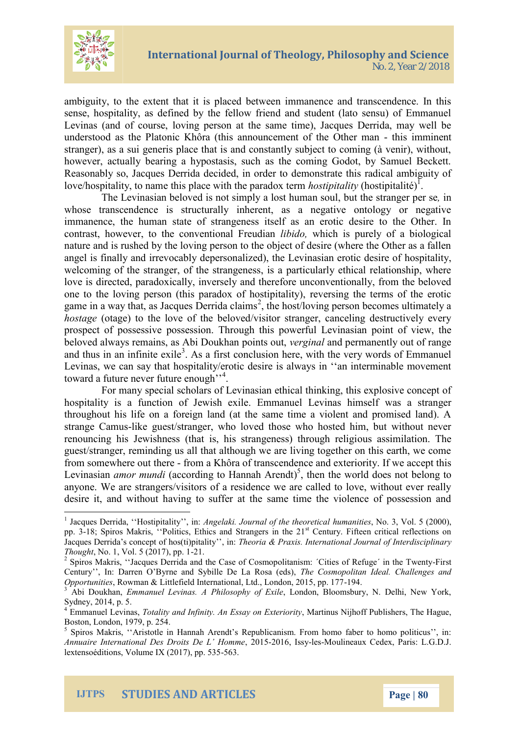ambiguity, to the extent that it is placed between immanence and transcendence. In this sense, hospitality, as defined by the fellow friend and student (lato sensu) of Emmanuel Levinas (and of course, loving person at the same time), Jacques Derrida, may well be understood as the Platonic Khôra (this announcement of the Other man - this imminent stranger), as a sui generis place that is and constantly subject to coming (à venir), without, however, actually bearing a hypostasis, such as the coming Godot, by Samuel Beckett. Reasonably so, Jacques Derrida decided, in order to demonstrate this radical ambiguity of love/hospitality, to name this place with the paradox term *hostipitality* (hostipitalité)[1].

The Levinasian beloved is not simply a lost human soul, but the stranger per se*,* in whose transcendence is structurally inherent, as a negative ontology or negative immanence, the human state of strangeness itself as an erotic desire to the Other. In contrast, however, to the conventional Freudian *libido,* which is purely of a biological nature and is rushed by the loving person to the object of desire (where the Other as a fallen angel is finally and irrevocably depersonalized), the Levinasian erotic desire of hospitality, welcoming of the stranger, of the strangeness, is a particularly ethical relationship, where love is directed, paradoxically, inversely and therefore unconventionally, from the beloved one to the loving person (this paradox of hostipitality), reversing the terms of the erotic game in a way that, as Jacques Derrida claims[2], the host/loving person becomes ultimately a *hostage* (otage) to the love of the beloved/visitor stranger, canceling destructively every prospect of possessive possession. Through this powerful Levinasian point of view, the beloved always remains, as Abi Doukhan points out, *verginal* and permanently out of range and thus in an infinite exile[3]. As a first conclusion here, with the very words of Emmanuel Levinas, we can say that hospitality/erotic desire is always in ''an interminable movement toward a future never future enough''[4].

For many special scholars of Levinasian ethical thinking, this explosive concept of hospitality is a function of Jewish exile. Emmanuel Levinas himself was a stranger throughout his life on a foreign land (at the same time a violent and promised land). A strange Camus-like guest/stranger, who loved those who hosted him, but without never renouncing his Jewishness (that is, his strangeness) through religious assimilation. The guest/stranger, reminding us all that although we are living together on this earth, we come from somewhere out there - from a Khôra of transcendence and exteriority. If we accept this Levinasian *amor mundi* (according to Hannah Arendt)[5], then the world does not belong to anyone. We are strangers/visitors of a residence we are called to love, without ever really desire it, and without having to suffer at the same time the violence of possession and

---

[1] Jacques Derrida, ''Hostipitality'', in: *Angelaki. Journal of the theoretical humanities*, No. 3, Vol. 5 (2000), pp. 3-18; Spiros Makris, ''Politics, Ethics and Strangers in the 21st Century. Fifteen critical reflections on Jacques Derrida's concept of hos(ti)pitality'', in: *Theoria & Praxis. International Journal of Interdisciplinary Thought*, No. 1, Vol. 5 (2017), pp. 1-21.

[2] Spiros Makris, ''Jacques Derrida and the Case of Cosmopolitanism: ´Cities of Refuge´ in the Twenty-First Century'', In: Darren O'Byrne and Sybille De La Rosa (eds), *The Cosmopolitan Ideal. Challenges and Opportunities*, Rowman & Littlefield International, Ltd., London, 2015, pp. 177-194.

[3] Abi Doukhan, *Emmanuel Levinas. A Philosophy of Exile*, London, Bloomsbury, N. Delhi, New York, Sydney, 2014, p. 5.

[4] Emmanuel Levinas, *Totality and Infinity. An Essay on Exteriority*, Martinus Nijhoff Publishers, The Hague, Boston, London, 1979, p. 254.

[5] Spiros Makris, ''Aristotle in Hannah Arendt's Republicanism. From homo faber to homo politicus'', in: *Annuaire International Des Droits De L' Homme*, 2015-2016, Issy-les-Moulineaux Cedex, Paris: L.G.D.J. lextensoéditions, Volume IX (2017), pp. 535-563.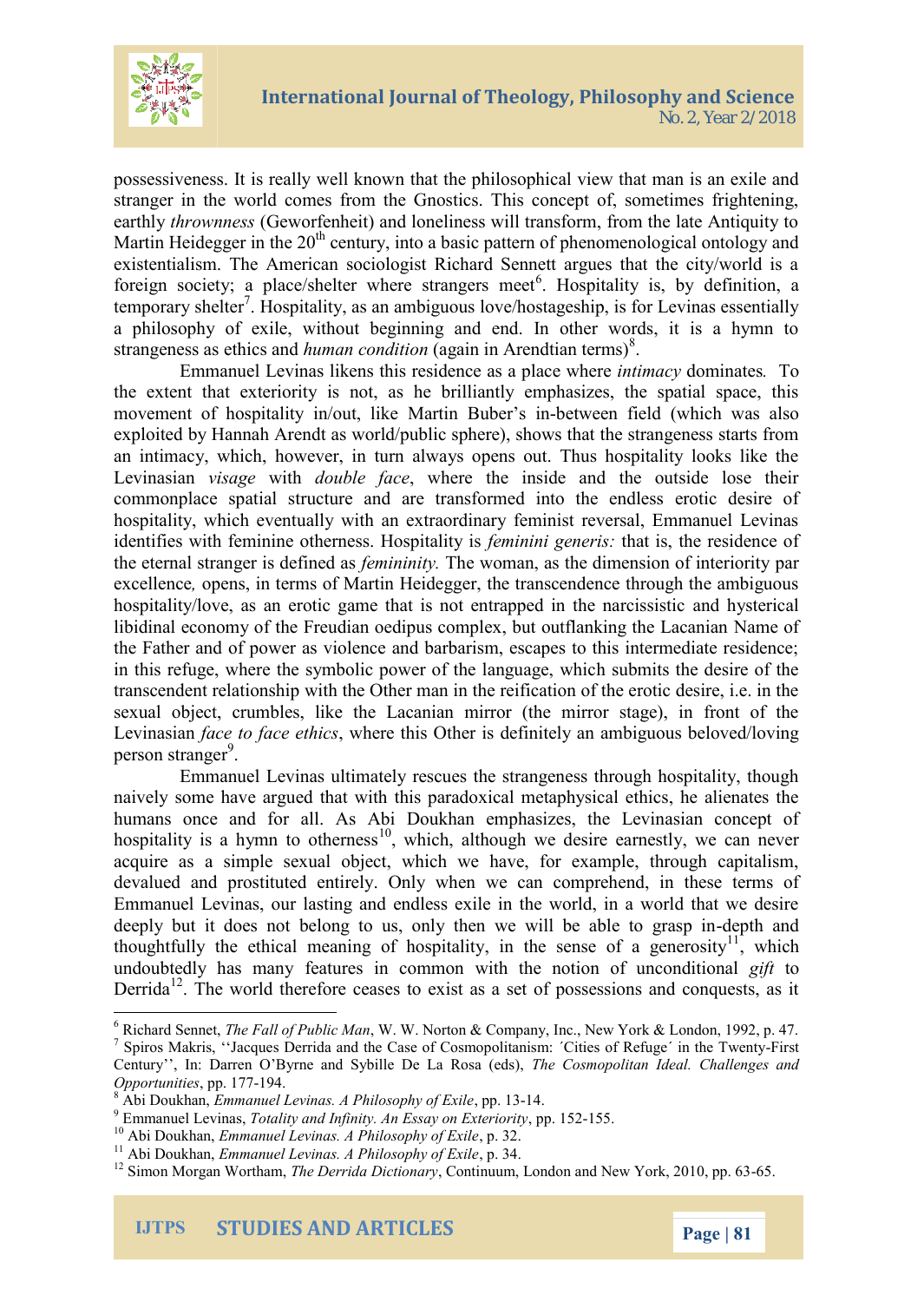possessiveness. It is really well known that the philosophical view that man is an exile and stranger in the world comes from the Gnostics. This concept of, sometimes frightening, earthly *thrownness* (Geworfenheit) and loneliness will transform, from the late Antiquity to Martin Heidegger in the 20th century, into a basic pattern of phenomenological ontology and existentialism. The American sociologist Richard Sennett argues that the city/world is a foreign society; a place/shelter where strangers meet[6]. Hospitality is, by definition, a temporary shelter[7]. Hospitality, as an ambiguous love/hostageship, is for Levinas essentially a philosophy of exile, without beginning and end. In other words, it is a hymn to strangeness as ethics and *human condition* (again in Arendtian terms)[8].

Emmanuel Levinas likens this residence as a place where *intimacy* dominates. To the extent that exteriority is not, as he brilliantly emphasizes, the spatial space, this movement of hospitality in/out, like Martin Buber's in-between field (which was also exploited by Hannah Arendt as world/public sphere), shows that the strangeness starts from an intimacy, which, however, in turn always opens out. Thus hospitality looks like the Levinasian *visage* with *double face*, where the inside and the outside lose their commonplace spatial structure and are transformed into the endless erotic desire of hospitality, which eventually with an extraordinary feminist reversal, Emmanuel Levinas identifies with feminine otherness. Hospitality is *feminini generis:* that is, the residence of the eternal stranger is defined as *femininity.* The woman, as the dimension of interiority par excellence, opens, in terms of Martin Heidegger, the transcendence through the ambiguous hospitality/love, as an erotic game that is not entrapped in the narcissistic and hysterical libidinal economy of the Freudian oedipus complex, but outflanking the Lacanian Name of the Father and of power as violence and barbarism, escapes to this intermediate residence; in this refuge, where the symbolic power of the language, which submits the desire of the transcendent relationship with the Other man in the reification of the erotic desire, i.e. in the sexual object, crumbles, like the Lacanian mirror (the mirror stage), in front of the Levinasian *face to face ethics*, where this Other is definitely an ambiguous beloved/loving person stranger[9].

Emmanuel Levinas ultimately rescues the strangeness through hospitality, though naively some have argued that with this paradoxical metaphysical ethics, he alienates the humans once and for all. As Abi Doukhan emphasizes, the Levinasian concept of hospitality is a hymn to otherness[10], which, although we desire earnestly, we can never acquire as a simple sexual object, which we have, for example, through capitalism, devalued and prostituted entirely. Only when we can comprehend, in these terms of Emmanuel Levinas, our lasting and endless exile in the world, in a world that we desire deeply but it does not belong to us, only then we will be able to grasp in-depth and thoughtfully the ethical meaning of hospitality, in the sense of a generosity[11], which undoubtedly has many features in common with the notion of unconditional *gift* to Derrida[12]. The world therefore ceases to exist as a set of possessions and conquests, as it

---

[6] Richard Sennet, *The Fall of Public Man*, W. W. Norton & Company, Inc., New York & London, 1992, p. 47.

[7] Spiros Makris, ''Jacques Derrida and the Case of Cosmopolitanism: ´Cities of Refuge´ in the Twenty-First Century'', In: Darren O'Byrne and Sybille De La Rosa (eds), *The Cosmopolitan Ideal. Challenges and Opportunities*, pp. 177-194.

[8] Abi Doukhan, *Emmanuel Levinas. A Philosophy of Exile*, pp. 13-14.

[9] Emmanuel Levinas, *Totality and Infinity. An Essay on Exteriority*, pp. 152-155.

[10] Abi Doukhan, *Emmanuel Levinas. A Philosophy of Exile*, p. 32.

[11] Abi Doukhan, *Emmanuel Levinas. A Philosophy of Exile*, p. 34.

[12] Simon Morgan Wortham, *The Derrida Dictionary*, Continuum, London and New York, 2010, pp. 63-65.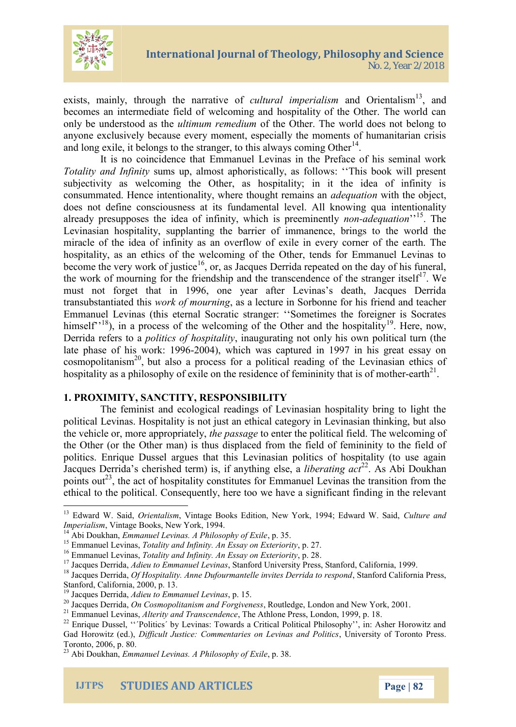exists, mainly, through the narrative of *cultural imperialism* and Orientalism[13], and becomes an intermediate field of welcoming and hospitality of the Other. The world can only be understood as the *ultimum remedium* of the Other. The world does not belong to anyone exclusively because every moment, especially the moments of humanitarian crisis and long exile, it belongs to the stranger, to this always coming Other[14].

It is no coincidence that Emmanuel Levinas in the Preface of his seminal work *Totality and Infinity* sums up, almost aphoristically, as follows: ''This book will present subjectivity as welcoming the Other, as hospitality; in it the idea of infinity is consummated. Hence intentionality, where thought remains an *adequation* with the object, does not define consciousness at its fundamental level. All knowing qua intentionality already presupposes the idea of infinity, which is preeminently *non-adequation*''[15]. The Levinasian hospitality, supplanting the barrier of immanence, brings to the world the miracle of the idea of infinity as an overflow of exile in every corner of the earth. The hospitality, as an ethics of the welcoming of the Other, tends for Emmanuel Levinas to become the very work of justice[16], or, as Jacques Derrida repeated on the day of his funeral, the work of mourning for the friendship and the transcendence of the stranger itself[17]. We must not forget that in 1996, one year after Levinas's death, Jacques Derrida transubstantiated this *work of mourning*, as a lecture in Sorbonne for his friend and teacher Emmanuel Levinas (this eternal Socratic stranger: ''Sometimes the foreigner is Socrates himself''[18]), in a process of the welcoming of the Other and the hospitality[19]. Here, now, Derrida refers to a *politics of hospitality*, inaugurating not only his own political turn (the late phase of his work: 1996-2004), which was captured in 1997 in his great essay on cosmopolitanism[20], but also a process for a political reading of the Levinasian ethics of hospitality as a philosophy of exile on the residence of femininity that is of mother-earth[21].

## 1. PROXIMITY, SANCTITY, RESPONSIBILITY

The feminist and ecological readings of Levinasian hospitality bring to light the political Levinas. Hospitality is not just an ethical category in Levinasian thinking, but also the vehicle or, more appropriately, *the passage* to enter the political field. The welcoming of the Other (or the Other man) is thus displaced from the field of femininity to the field of politics. Enrique Dussel argues that this Levinasian politics of hospitality (to use again Jacques Derrida's cherished term) is, if anything else, a *liberating act*[22]. As Abi Doukhan points out[23], the act of hospitality constitutes for Emmanuel Levinas the transition from the ethical to the political. Consequently, here too we have a significant finding in the relevant

---

[13] Edward W. Said, *Orientalism*, Vintage Books Edition, New York, 1994; Edward W. Said, *Culture and Imperialism*, Vintage Books, New York, 1994.

[14] Abi Doukhan, *Emmanuel Levinas. A Philosophy of Exile*, p. 35.

[15] Emmanuel Levinas, *Totality and Infinity. An Essay on Exteriority*, p. 27.

[16] Emmanuel Levinas, *Totality and Infinity. An Essay on Exteriority*, p. 28.

[17] Jacques Derrida, *Adieu to Emmanuel Levinas*, Stanford University Press, Stanford, California, 1999.

[18] Jacques Derrida, *Of Hospitality. Anne Dufourmantelle invites Derrida to respond*, Stanford California Press, Stanford, California, 2000, p. 13.

[19] Jacques Derrida, *Adieu to Emmanuel Levinas*, p. 15.

[20] Jacques Derrida, *On Cosmopolitanism and Forgiveness*, Routledge, London and New York, 2001.

[21] Emmanuel Levinas, *Alterity and Transcendence*, The Athlone Press, London, 1999, p. 18.

[22] Enrique Dussel, ''´Politics´ by Levinas: Towards a Critical Political Philosophy'', in: Asher Horowitz and Gad Horowitz (ed.), *Difficult Justice: Commentaries on Levinas and Politics*, University of Toronto Press. Toronto, 2006, p. 80.

[23] Abi Doukhan, *Emmanuel Levinas. A Philosophy of Exile*, p. 38.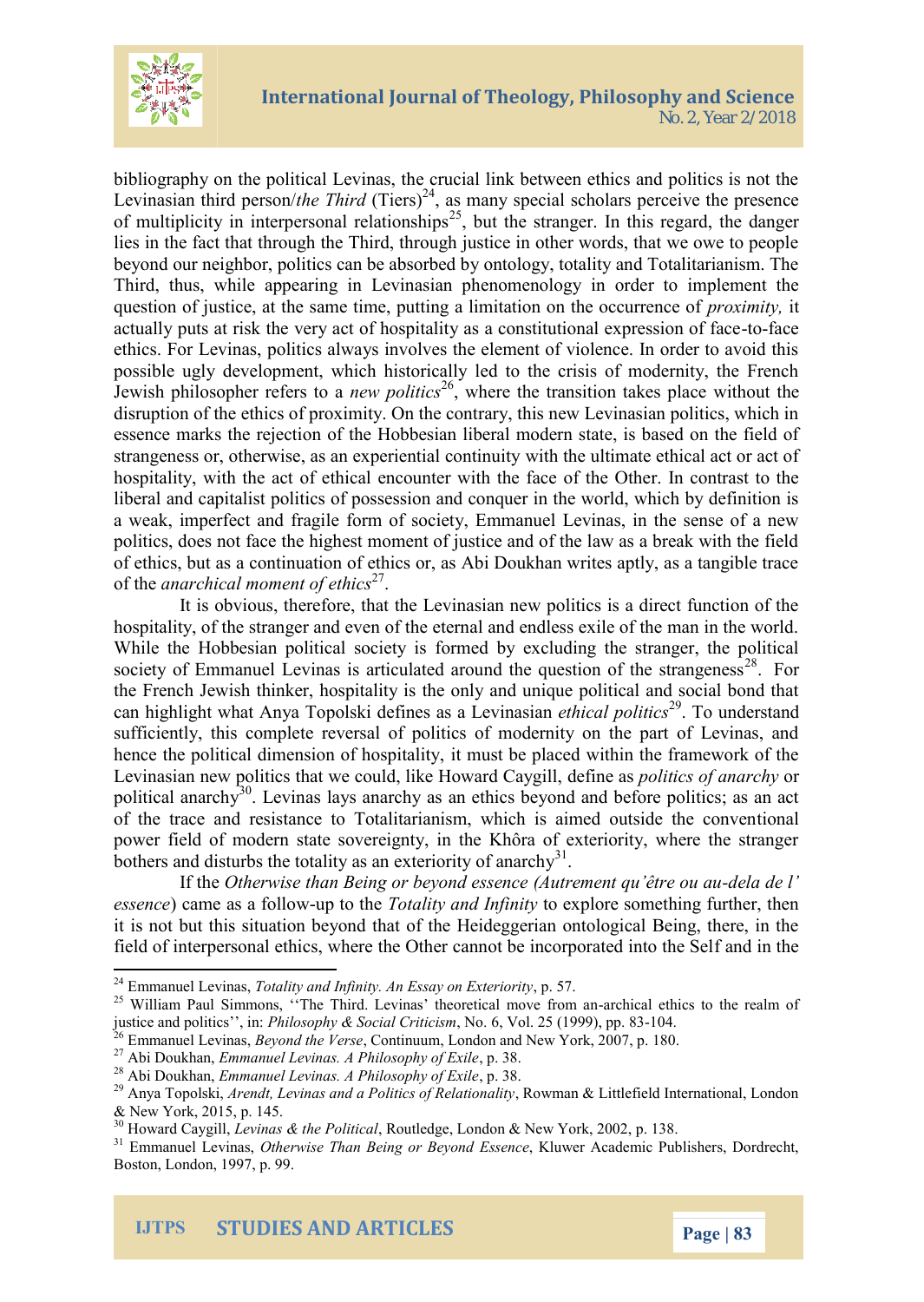bibliography on the political Levinas, the crucial link between ethics and politics is not the Levinasian third person/*the Third* (Tiers)[24], as many special scholars perceive the presence of multiplicity in interpersonal relationships[25], but the stranger. In this regard, the danger lies in the fact that through the Third, through justice in other words, that we owe to people beyond our neighbor, politics can be absorbed by ontology, totality and Totalitarianism. The Third, thus, while appearing in Levinasian phenomenology in order to implement the question of justice, at the same time, putting a limitation on the occurrence of *proximity,* it actually puts at risk the very act of hospitality as a constitutional expression of face-to-face ethics. For Levinas, politics always involves the element of violence. In order to avoid this possible ugly development, which historically led to the crisis of modernity, the French Jewish philosopher refers to a *new politics*[26], where the transition takes place without the disruption of the ethics of proximity. On the contrary, this new Levinasian politics, which in essence marks the rejection of the Hobbesian liberal modern state, is based on the field of strangeness or, otherwise, as an experiential continuity with the ultimate ethical act or act of hospitality, with the act of ethical encounter with the face of the Other. In contrast to the liberal and capitalist politics of possession and conquer in the world, which by definition is a weak, imperfect and fragile form of society, Emmanuel Levinas, in the sense of a new politics, does not face the highest moment of justice and of the law as a break with the field of ethics, but as a continuation of ethics or, as Abi Doukhan writes aptly, as a tangible trace of the *anarchical moment of ethics*[27].

It is obvious, therefore, that the Levinasian new politics is a direct function of the hospitality, of the stranger and even of the eternal and endless exile of the man in the world. While the Hobbesian political society is formed by excluding the stranger, the political society of Emmanuel Levinas is articulated around the question of the strangeness[28]. For the French Jewish thinker, hospitality is the only and unique political and social bond that can highlight what Anya Topolski defines as a Levinasian *ethical politics*[29]. To understand sufficiently, this complete reversal of politics of modernity on the part of Levinas, and hence the political dimension of hospitality, it must be placed within the framework of the Levinasian new politics that we could, like Howard Caygill, define as *politics of anarchy* or political anarchy[30]. Levinas lays anarchy as an ethics beyond and before politics; as an act of the trace and resistance to Totalitarianism, which is aimed outside the conventional power field of modern state sovereignty, in the Khôra of exteriority, where the stranger bothers and disturbs the totality as an exteriority of anarchy[31].

If the *Otherwise than Being or beyond essence (Autrement qu'être ou au-dela de l' essence*) came as a follow-up to the *Totality and Infinity* to explore something further, then it is not but this situation beyond that of the Heideggerian ontological Being, there, in the field of interpersonal ethics, where the Other cannot be incorporated into the Self and in the

---

[24] Emmanuel Levinas, *Totality and Infinity. An Essay on Exteriority*, p. 57.

[25] William Paul Simmons, ''The Third. Levinas' theoretical move from an-archical ethics to the realm of justice and politics'', in: *Philosophy & Social Criticism*, No. 6, Vol. 25 (1999), pp. 83-104.

[26] Emmanuel Levinas, *Beyond the Verse*, Continuum, London and New York, 2007, p. 180.

[27] Abi Doukhan, *Emmanuel Levinas. A Philosophy of Exile*, p. 38.

[28] Abi Doukhan, *Emmanuel Levinas. A Philosophy of Exile*, p. 38.

[29] Anya Topolski, *Arendt, Levinas and a Politics of Relationality*, Rowman & Littlefield International, London & New York, 2015, p. 145.

[30] Howard Caygill, *Levinas & the Political*, Routledge, London & New York, 2002, p. 138.

[31] Emmanuel Levinas, *Otherwise Than Being or Beyond Essence*, Kluwer Academic Publishers, Dordrecht, Boston, London, 1997, p. 99.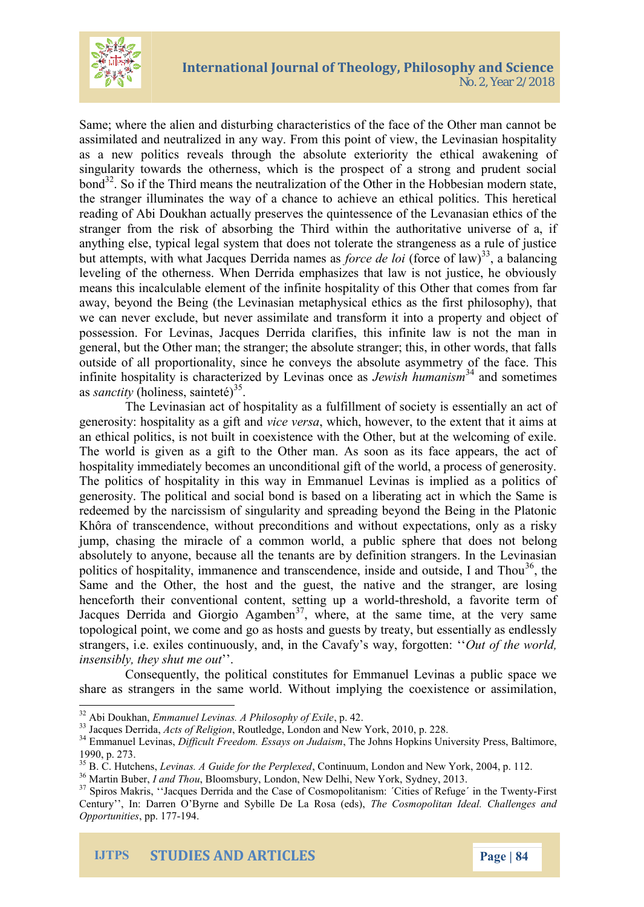Same; where the alien and disturbing characteristics of the face of the Other man cannot be assimilated and neutralized in any way. From this point of view, the Levinasian hospitality as a new politics reveals through the absolute exteriority the ethical awakening of singularity towards the otherness, which is the prospect of a strong and prudent social bond[32]. So if the Third means the neutralization of the Other in the Hobbesian modern state, the stranger illuminates the way of a chance to achieve an ethical politics. This heretical reading of Abi Doukhan actually preserves the quintessence of the Levanasian ethics of the stranger from the risk of absorbing the Third within the authoritative universe of a, if anything else, typical legal system that does not tolerate the strangeness as a rule of justice but attempts, with what Jacques Derrida names as *force de loi* (force of law)[33], a balancing leveling of the otherness. When Derrida emphasizes that law is not justice, he obviously means this incalculable element of the infinite hospitality of this Other that comes from far away, beyond the Being (the Levinasian metaphysical ethics as the first philosophy), that we can never exclude, but never assimilate and transform it into a property and object of possession. For Levinas, Jacques Derrida clarifies, this infinite law is not the man in general, but the Other man; the stranger; the absolute stranger; this, in other words, that falls outside of all proportionality, since he conveys the absolute asymmetry of the face. This infinite hospitality is characterized by Levinas once as *Jewish humanism*[34] and sometimes as *sanctity* (holiness, sainteté)[35].

The Levinasian act of hospitality as a fulfillment of society is essentially an act of generosity: hospitality as a gift and *vice versa*, which, however, to the extent that it aims at an ethical politics, is not built in coexistence with the Other, but at the welcoming of exile. The world is given as a gift to the Other man. As soon as its face appears, the act of hospitality immediately becomes an unconditional gift of the world, a process of generosity. The politics of hospitality in this way in Emmanuel Levinas is implied as a politics of generosity. The political and social bond is based on a liberating act in which the Same is redeemed by the narcissism of singularity and spreading beyond the Being in the Platonic Khôra of transcendence, without preconditions and without expectations, only as a risky jump, chasing the miracle of a common world, a public sphere that does not belong absolutely to anyone, because all the tenants are by definition strangers. In the Levinasian politics of hospitality, immanence and transcendence, inside and outside, I and Thou[36], the Same and the Other, the host and the guest, the native and the stranger, are losing henceforth their conventional content, setting up a world-threshold, a favorite term of Jacques Derrida and Giorgio Agamben[37], where, at the same time, at the very same topological point, we come and go as hosts and guests by treaty, but essentially as endlessly strangers, i.e. exiles continuously, and, in the Cavafy's way, forgotten: ''*Out of the world, insensibly, they shut me out*''.

Consequently, the political constitutes for Emmanuel Levinas a public space we share as strangers in the same world. Without implying the coexistence or assimilation,

---

[32] Abi Doukhan, *Emmanuel Levinas. A Philosophy of Exile*, p. 42.

[33] Jacques Derrida, *Acts of Religion*, Routledge, London and New York, 2010, p. 228.

[34] Emmanuel Levinas, *Difficult Freedom. Essays on Judaism*, The Johns Hopkins University Press, Baltimore, 1990, p. 273.

[35] B. C. Hutchens, *Levinas. A Guide for the Perplexed*, Continuum, London and New York, 2004, p. 112.

[36] Martin Buber, *I and Thou*, Bloomsbury, London, New Delhi, New York, Sydney, 2013.

[37] Spiros Makris, ''Jacques Derrida and the Case of Cosmopolitanism: ´Cities of Refuge´ in the Twenty-First Century'', In: Darren O'Byrne and Sybille De La Rosa (eds), *The Cosmopolitan Ideal. Challenges and Opportunities*, pp. 177-194.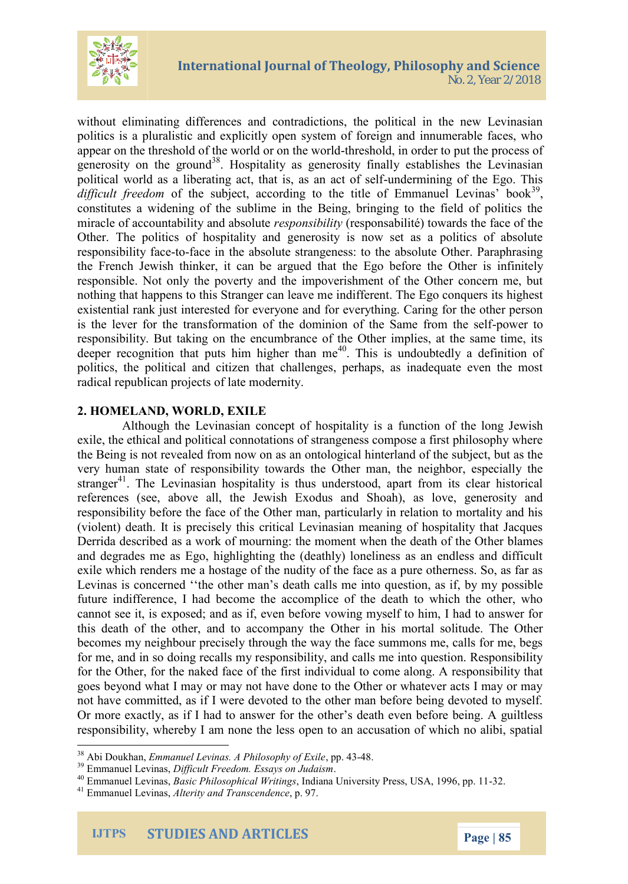without eliminating differences and contradictions, the political in the new Levinasian politics is a pluralistic and explicitly open system of foreign and innumerable faces, who appear on the threshold of the world or on the world-threshold, in order to put the process of generosity on the ground[38]. Hospitality as generosity finally establishes the Levinasian political world as a liberating act, that is, as an act of self-undermining of the Ego. This *difficult freedom* of the subject, according to the title of Emmanuel Levinas' book[39], constitutes a widening of the sublime in the Being, bringing to the field of politics the miracle of accountability and absolute *responsibility* (responsabilité) towards the face of the Other. The politics of hospitality and generosity is now set as a politics of absolute responsibility face-to-face in the absolute strangeness: to the absolute Other. Paraphrasing the French Jewish thinker, it can be argued that the Ego before the Other is infinitely responsible. Not only the poverty and the impoverishment of the Other concern me, but nothing that happens to this Stranger can leave me indifferent. The Ego conquers its highest existential rank just interested for everyone and for everything. Caring for the other person is the lever for the transformation of the dominion of the Same from the self-power to responsibility. But taking on the encumbrance of the Other implies, at the same time, its deeper recognition that puts him higher than me[40]. This is undoubtedly a definition of politics, the political and citizen that challenges, perhaps, as inadequate even the most radical republican projects of late modernity.

## 2. HOMELAND, WORLD, EXILE

Although the Levinasian concept of hospitality is a function of the long Jewish exile, the ethical and political connotations of strangeness compose a first philosophy where the Being is not revealed from now on as an ontological hinterland of the subject, but as the very human state of responsibility towards the Other man, the neighbor, especially the stranger[41]. The Levinasian hospitality is thus understood, apart from its clear historical references (see, above all, the Jewish Exodus and Shoah), as love, generosity and responsibility before the face of the Other man, particularly in relation to mortality and his (violent) death. It is precisely this critical Levinasian meaning of hospitality that Jacques Derrida described as a work of mourning: the moment when the death of the Other blames and degrades me as Ego, highlighting the (deathly) loneliness as an endless and difficult exile which renders me a hostage of the nudity of the face as a pure otherness. So, as far as Levinas is concerned ''the other man's death calls me into question, as if, by my possible future indifference, I had become the accomplice of the death to which the other, who cannot see it, is exposed; and as if, even before vowing myself to him, I had to answer for this death of the other, and to accompany the Other in his mortal solitude. The Other becomes my neighbour precisely through the way the face summons me, calls for me, begs for me, and in so doing recalls my responsibility, and calls me into question. Responsibility for the Other, for the naked face of the first individual to come along. A responsibility that goes beyond what I may or may not have done to the Other or whatever acts I may or may not have committed, as if I were devoted to the other man before being devoted to myself. Or more exactly, as if I had to answer for the other's death even before being. A guiltless responsibility, whereby I am none the less open to an accusation of which no alibi, spatial

---

[38] Abi Doukhan, *Emmanuel Levinas. A Philosophy of Exile*, pp. 43-48.

[39] Emmanuel Levinas, *Difficult Freedom. Essays on Judaism*.

[40] Emmanuel Levinas, *Basic Philosophical Writings*, Indiana University Press, USA, 1996, pp. 11-32.

[41] Emmanuel Levinas, *Alterity and Transcendence*, p. 97.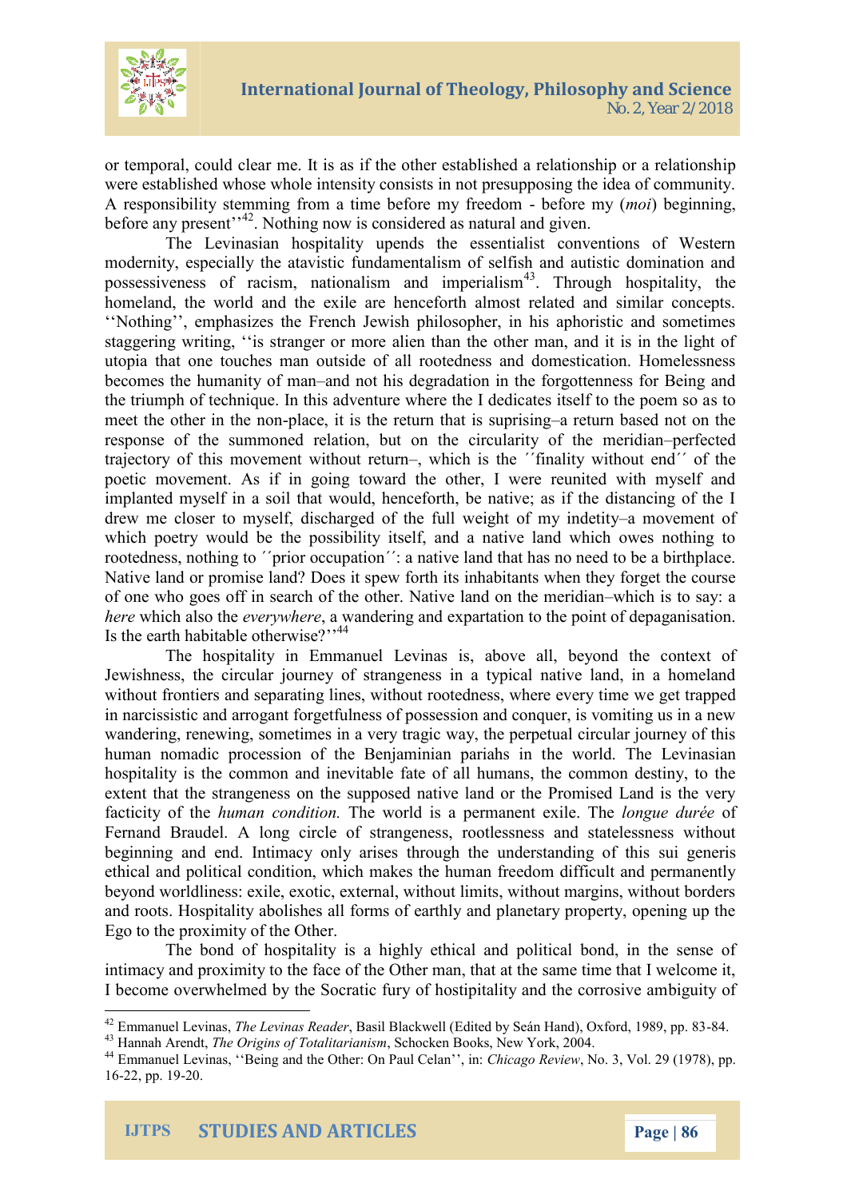or temporal, could clear me. It is as if the other established a relationship or a relationship were established whose whole intensity consists in not presupposing the idea of community. A responsibility stemming from a time before my freedom - before my (*moi*) beginning, before any present''[42]. Nothing now is considered as natural and given.

The Levinasian hospitality upends the essentialist conventions of Western modernity, especially the atavistic fundamentalism of selfish and autistic domination and possessiveness of racism, nationalism and imperialism[43]. Through hospitality, the homeland, the world and the exile are henceforth almost related and similar concepts. ''Nothing'', emphasizes the French Jewish philosopher, in his aphoristic and sometimes staggering writing, ''is stranger or more alien than the other man, and it is in the light of utopia that one touches man outside of all rootedness and domestication. Homelessness becomes the humanity of man–and not his degradation in the forgottenness for Being and the triumph of technique. In this adventure where the I dedicates itself to the poem so as to meet the other in the non-place, it is the return that is suprising–a return based not on the response of the summoned relation, but on the circularity of the meridian–perfected trajectory of this movement without return–, which is the ´´finality without end´´ of the poetic movement. As if in going toward the other, I were reunited with myself and implanted myself in a soil that would, henceforth, be native; as if the distancing of the I drew me closer to myself, discharged of the full weight of my indetity–a movement of which poetry would be the possibility itself, and a native land which owes nothing to rootedness, nothing to ´´prior occupation´´: a native land that has no need to be a birthplace. Native land or promise land? Does it spew forth its inhabitants when they forget the course of one who goes off in search of the other. Native land on the meridian–which is to say: a *here* which also the *everywhere*, a wandering and expartation to the point of depaganisation. Is the earth habitable otherwise?''[44]

The hospitality in Emmanuel Levinas is, above all, beyond the context of Jewishness, the circular journey of strangeness in a typical native land, in a homeland without frontiers and separating lines, without rootedness, where every time we get trapped in narcissistic and arrogant forgetfulness of possession and conquer, is vomiting us in a new wandering, renewing, sometimes in a very tragic way, the perpetual circular journey of this human nomadic procession of the Benjaminian pariahs in the world. The Levinasian hospitality is the common and inevitable fate of all humans, the common destiny, to the extent that the strangeness on the supposed native land or the Promised Land is the very facticity of the *human condition*. The world is a permanent exile. The *longue durée* of Fernand Braudel. A long circle of strangeness, rootlessness and statelessness without beginning and end. Intimacy only arises through the understanding of this sui generis ethical and political condition, which makes the human freedom difficult and permanently beyond worldliness: exile, exotic, external, without limits, without margins, without borders and roots. Hospitality abolishes all forms of earthly and planetary property, opening up the Ego to the proximity of the Other.

The bond of hospitality is a highly ethical and political bond, in the sense of intimacy and proximity to the face of the Other man, that at the same time that I welcome it, I become overwhelmed by the Socratic fury of hostipitality and the corrosive ambiguity of

---

[42] Emmanuel Levinas, *The Levinas Reader*, Basil Blackwell (Edited by Seán Hand), Oxford, 1989, pp. 83-84.

[43] Hannah Arendt, *The Origins of Totalitarianism*, Schocken Books, New York, 2004.

[44] Emmanuel Levinas, ''Being and the Other: On Paul Celan'', in: *Chicago Review*, No. 3, Vol. 29 (1978), pp. 16-22, pp. 19-20.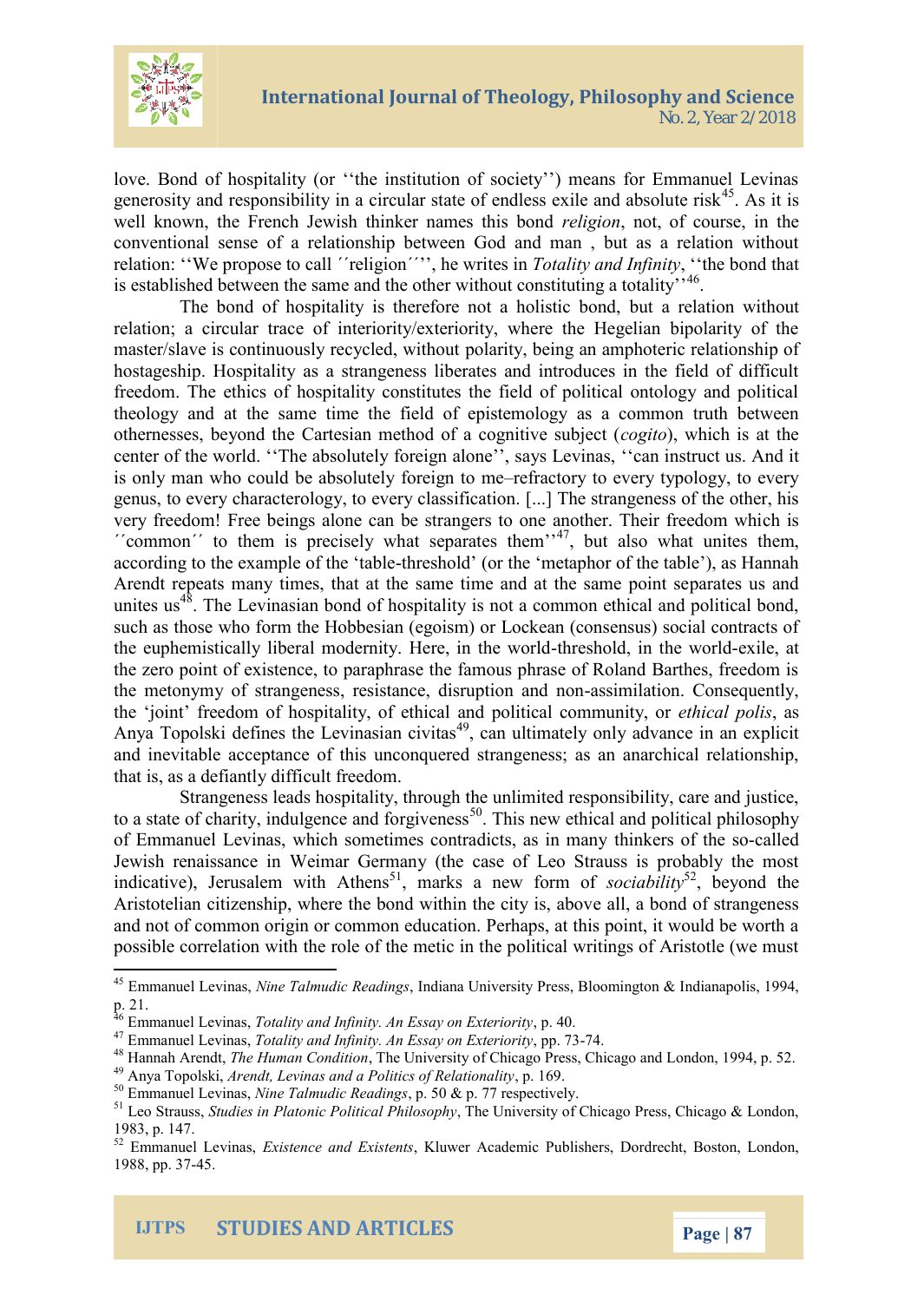love. Bond of hospitality (or ''the institution of society'') means for Emmanuel Levinas generosity and responsibility in a circular state of endless exile and absolute risk[45]. As it is well known, the French Jewish thinker names this bond *religion*, not, of course, in the conventional sense of a relationship between God and man , but as a relation without relation: ''We propose to call ´´religion´´'', he writes in *Totality and Infinity*, ''the bond that is established between the same and the other without constituting a totality''[46].

The bond of hospitality is therefore not a holistic bond, but a relation without relation; a circular trace of interiority/exteriority, where the Hegelian bipolarity of the master/slave is continuously recycled, without polarity, being an amphoteric relationship of hostageship. Hospitality as a strangeness liberates and introduces in the field of difficult freedom. The ethics of hospitality constitutes the field of political ontology and political theology and at the same time the field of epistemology as a common truth between othernesses, beyond the Cartesian method of a cognitive subject (*cogito*), which is at the center of the world. ''The absolutely foreign alone'', says Levinas, ''can instruct us. And it is only man who could be absolutely foreign to me–refractory to every typology, to every genus, to every characterology, to every classification. [...] The strangeness of the other, his very freedom! Free beings alone can be strangers to one another. Their freedom which is ´´common´´ to them is precisely what separates them''[47], but also what unites them, according to the example of the 'table-threshold' (or the 'metaphor of the table'), as Hannah Arendt repeats many times, that at the same time and at the same point separates us and unites us[48]. The Levinasian bond of hospitality is not a common ethical and political bond, such as those who form the Hobbesian (egoism) or Lockean (consensus) social contracts of the euphemistically liberal modernity. Here, in the world-threshold, in the world-exile, at the zero point of existence, to paraphrase the famous phrase of Roland Barthes, freedom is the metonymy of strangeness, resistance, disruption and non-assimilation. Consequently, the 'joint' freedom of hospitality, of ethical and political community, or *ethical polis*, as Anya Topolski defines the Levinasian civitas[49], can ultimately only advance in an explicit and inevitable acceptance of this unconquered strangeness; as an anarchical relationship, that is, as a defiantly difficult freedom.

Strangeness leads hospitality, through the unlimited responsibility, care and justice, to a state of charity, indulgence and forgiveness[50]. This new ethical and political philosophy of Emmanuel Levinas, which sometimes contradicts, as in many thinkers of the so-called Jewish renaissance in Weimar Germany (the case of Leo Strauss is probably the most indicative), Jerusalem with Athens[51], marks a new form of *sociability*[52], beyond the Aristotelian citizenship, where the bond within the city is, above all, a bond of strangeness and not of common origin or common education. Perhaps, at this point, it would be worth a possible correlation with the role of the metic in the political writings of Aristotle (we must

---

[45] Emmanuel Levinas, *Nine Talmudic Readings*, Indiana University Press, Bloomington & Indianapolis, 1994, p. 21.

[46] Emmanuel Levinas, *Totality and Infinity. An Essay on Exteriority*, p. 40.

[47] Emmanuel Levinas, *Totality and Infinity. An Essay on Exteriority*, pp. 73-74.

[48] Hannah Arendt, *The Human Condition*, The University of Chicago Press, Chicago and London, 1994, p. 52.

[49] Anya Topolski, *Arendt, Levinas and a Politics of Relationality*, p. 169.

[50] Emmanuel Levinas, *Nine Talmudic Readings*, p. 50 & p. 77 respectively.

[51] Leo Strauss, *Studies in Platonic Political Philosophy*, The University of Chicago Press, Chicago & London, 1983, p. 147.

[52] Emmanuel Levinas, *Existence and Existents*, Kluwer Academic Publishers, Dordrecht, Boston, London, 1988, pp. 37-45.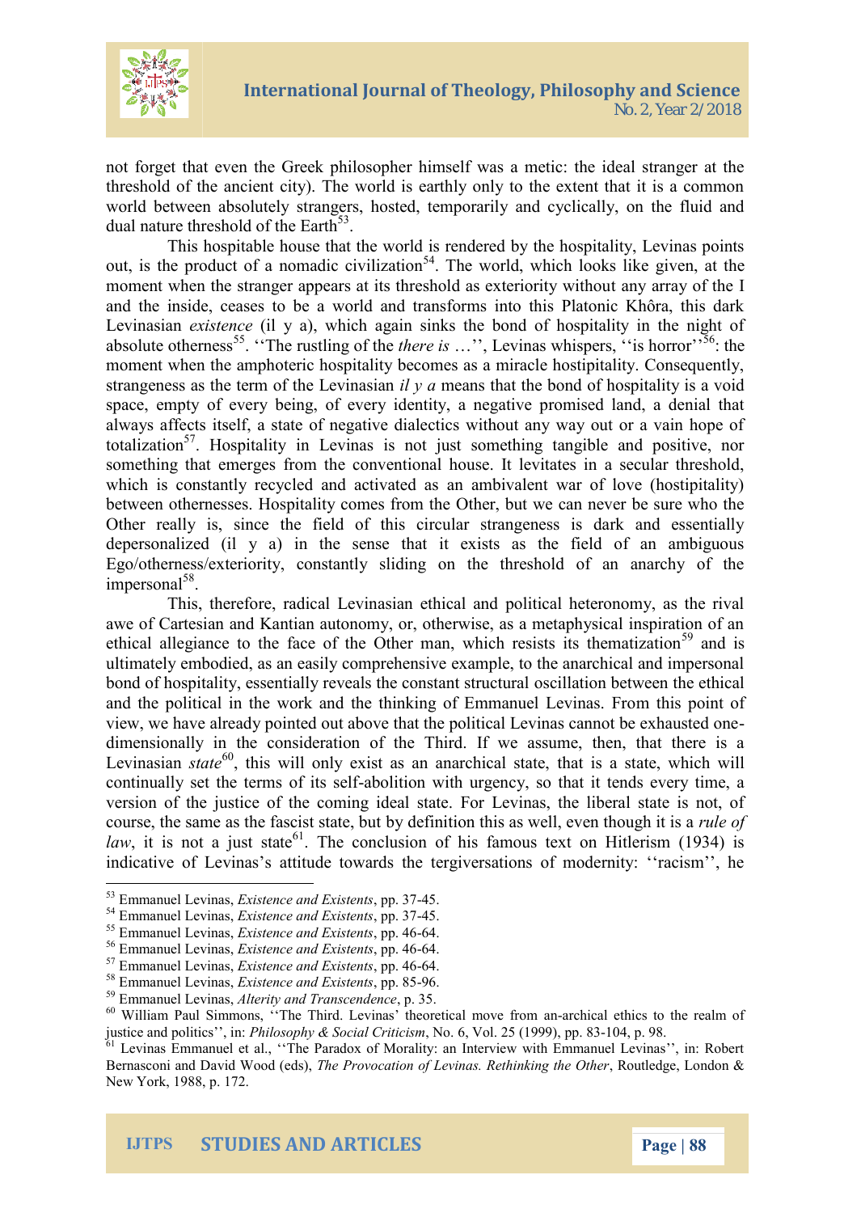not forget that even the Greek philosopher himself was a metic: the ideal stranger at the threshold of the ancient city). The world is earthly only to the extent that it is a common world between absolutely strangers, hosted, temporarily and cyclically, on the fluid and dual nature threshold of the Earth[53].

This hospitable house that the world is rendered by the hospitality, Levinas points out, is the product of a nomadic civilization[54]. The world, which looks like given, at the moment when the stranger appears at its threshold as exteriority without any array of the I and the inside, ceases to be a world and transforms into this Platonic Khôra, this dark Levinasian *existence* (il y a), which again sinks the bond of hospitality in the night of absolute otherness[55]. ''The rustling of the *there is* …'', Levinas whispers, ''is horror''[56]: the moment when the amphoteric hospitality becomes as a miracle hostipitality. Consequently, strangeness as the term of the Levinasian *il y a* means that the bond of hospitality is a void space, empty of every being, of every identity, a negative promised land, a denial that always affects itself, a state of negative dialectics without any way out or a vain hope of totalization[57]. Hospitality in Levinas is not just something tangible and positive, nor something that emerges from the conventional house. It levitates in a secular threshold, which is constantly recycled and activated as an ambivalent war of love (hostipitality) between othernesses. Hospitality comes from the Other, but we can never be sure who the Other really is, since the field of this circular strangeness is dark and essentially depersonalized (il y a) in the sense that it exists as the field of an ambiguous Ego/otherness/exteriority, constantly sliding on the threshold of an anarchy of the impersonal[58].

This, therefore, radical Levinasian ethical and political heteronomy, as the rival awe of Cartesian and Kantian autonomy, or, otherwise, as a metaphysical inspiration of an ethical allegiance to the face of the Other man, which resists its thematization[59] and is ultimately embodied, as an easily comprehensive example, to the anarchical and impersonal bond of hospitality, essentially reveals the constant structural oscillation between the ethical and the political in the work and the thinking of Emmanuel Levinas. From this point of view, we have already pointed out above that the political Levinas cannot be exhausted one-dimensionally in the consideration of the Third. If we assume, then, that there is a Levinasian *state*[60], this will only exist as an anarchical state, that is a state, which will continually set the terms of its self-abolition with urgency, so that it tends every time, a version of the justice of the coming ideal state. For Levinas, the liberal state is not, of course, the same as the fascist state, but by definition this as well, even though it is a *rule of law*, it is not a just state[61]. The conclusion of his famous text on Hitlerism (1934) is indicative of Levinas's attitude towards the tergiversations of modernity: ''racism'', he

---

[53] Emmanuel Levinas, *Existence and Existents*, pp. 37-45.

[54] Emmanuel Levinas, *Existence and Existents*, pp. 37-45.

[55] Emmanuel Levinas, *Existence and Existents*, pp. 46-64.

[56] Emmanuel Levinas, *Existence and Existents*, pp. 46-64.

[57] Emmanuel Levinas, *Existence and Existents*, pp. 46-64.

[58] Emmanuel Levinas, *Existence and Existents*, pp. 85-96.

[59] Emmanuel Levinas, *Alterity and Transcendence*, p. 35.

[60] William Paul Simmons, ''The Third. Levinas' theoretical move from an-archical ethics to the realm of justice and politics'', in: *Philosophy & Social Criticism*, No. 6, Vol. 25 (1999), pp. 83-104, p. 98.

[61] Levinas Emmanuel et al., ''The Paradox of Morality: an Interview with Emmanuel Levinas'', in: Robert Bernasconi and David Wood (eds), *The Provocation of Levinas. Rethinking the Other*, Routledge, London & New York, 1988, p. 172.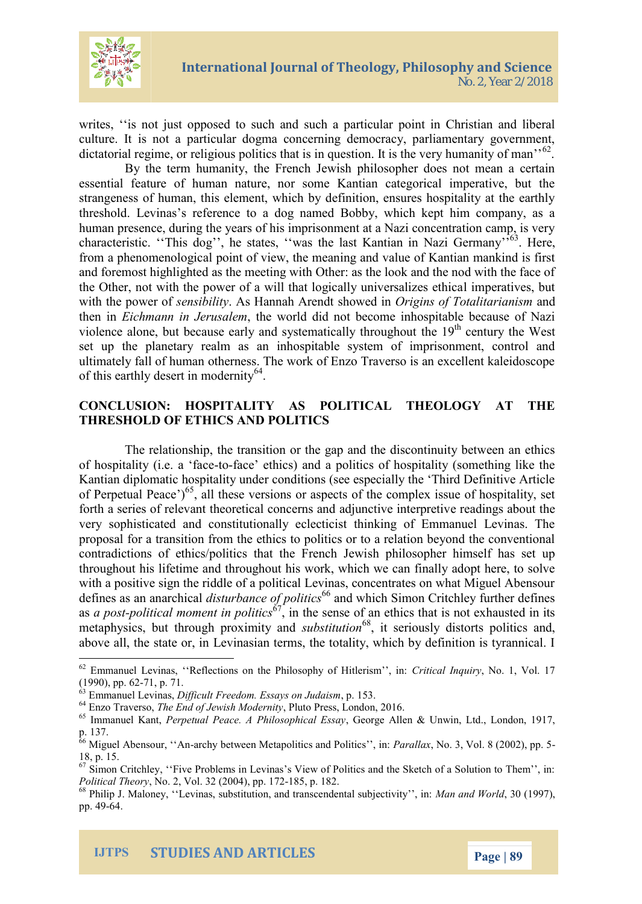writes, ''is not just opposed to such and such a particular point in Christian and liberal culture. It is not a particular dogma concerning democracy, parliamentary government, dictatorial regime, or religious politics that is in question. It is the very humanity of man''[62].

By the term humanity, the French Jewish philosopher does not mean a certain essential feature of human nature, nor some Kantian categorical imperative, but the strangeness of human, this element, which by definition, ensures hospitality at the earthly threshold. Levinas's reference to a dog named Bobby, which kept him company, as a human presence, during the years of his imprisonment at a Nazi concentration camp, is very characteristic. ''This dog'', he states, ''was the last Kantian in Nazi Germany''[63]. Here, from a phenomenological point of view, the meaning and value of Kantian mankind is first and foremost highlighted as the meeting with Other: as the look and the nod with the face of the Other, not with the power of a will that logically universalizes ethical imperatives, but with the power of *sensibility*. As Hannah Arendt showed in *Origins of Totalitarianism* and then in *Eichmann in Jerusalem*, the world did not become inhospitable because of Nazi violence alone, but because early and systematically throughout the 19th century the West set up the planetary realm as an inhospitable system of imprisonment, control and ultimately fall of human otherness. The work of Enzo Traverso is an excellent kaleidoscope of this earthly desert in modernity[64].

## CONCLUSION: HOSPITALITY AS POLITICAL THEOLOGY AT THE THRESHOLD OF ETHICS AND POLITICS

The relationship, the transition or the gap and the discontinuity between an ethics of hospitality (i.e. a 'face-to-face' ethics) and a politics of hospitality (something like the Kantian diplomatic hospitality under conditions (see especially the 'Third Definitive Article of Perpetual Peace')[65], all these versions or aspects of the complex issue of hospitality, set forth a series of relevant theoretical concerns and adjunctive interpretive readings about the very sophisticated and constitutionally eclecticist thinking of Emmanuel Levinas. The proposal for a transition from the ethics to politics or to a relation beyond the conventional contradictions of ethics/politics that the French Jewish philosopher himself has set up throughout his lifetime and throughout his work, which we can finally adopt here, to solve with a positive sign the riddle of a political Levinas, concentrates on what Miguel Abensour defines as an anarchical *disturbance of politics*[66] and which Simon Critchley further defines as *a post-political moment in politics*[67], in the sense of an ethics that is not exhausted in its metaphysics, but through proximity and *substitution*[68], it seriously distorts politics and, above all, the state or, in Levinasian terms, the totality, which by definition is tyrannical. I

---

[62] Emmanuel Levinas, ''Reflections on the Philosophy of Hitlerism'', in: *Critical Inquiry*, No. 1, Vol. 17 (1990), pp. 62-71, p. 71.

[63] Emmanuel Levinas, *Difficult Freedom. Essays on Judaism*, p. 153.

[64] Enzo Traverso, *The End of Jewish Modernity*, Pluto Press, London, 2016.

[65] Immanuel Kant, *Perpetual Peace. A Philosophical Essay*, George Allen & Unwin, Ltd., London, 1917, p. 137.

[66] Miguel Abensour, ''An-archy between Metapolitics and Politics'', in: *Parallax*, No. 3, Vol. 8 (2002), pp. 5-18, p. 15.

[67] Simon Critchley, ''Five Problems in Levinas's View of Politics and the Sketch of a Solution to Them'', in: *Political Theory*, No. 2, Vol. 32 (2004), pp. 172-185, p. 182.

[68] Philip J. Maloney, ''Levinas, substitution, and transcendental subjectivity'', in: *Man and World*, 30 (1997), pp. 49-64.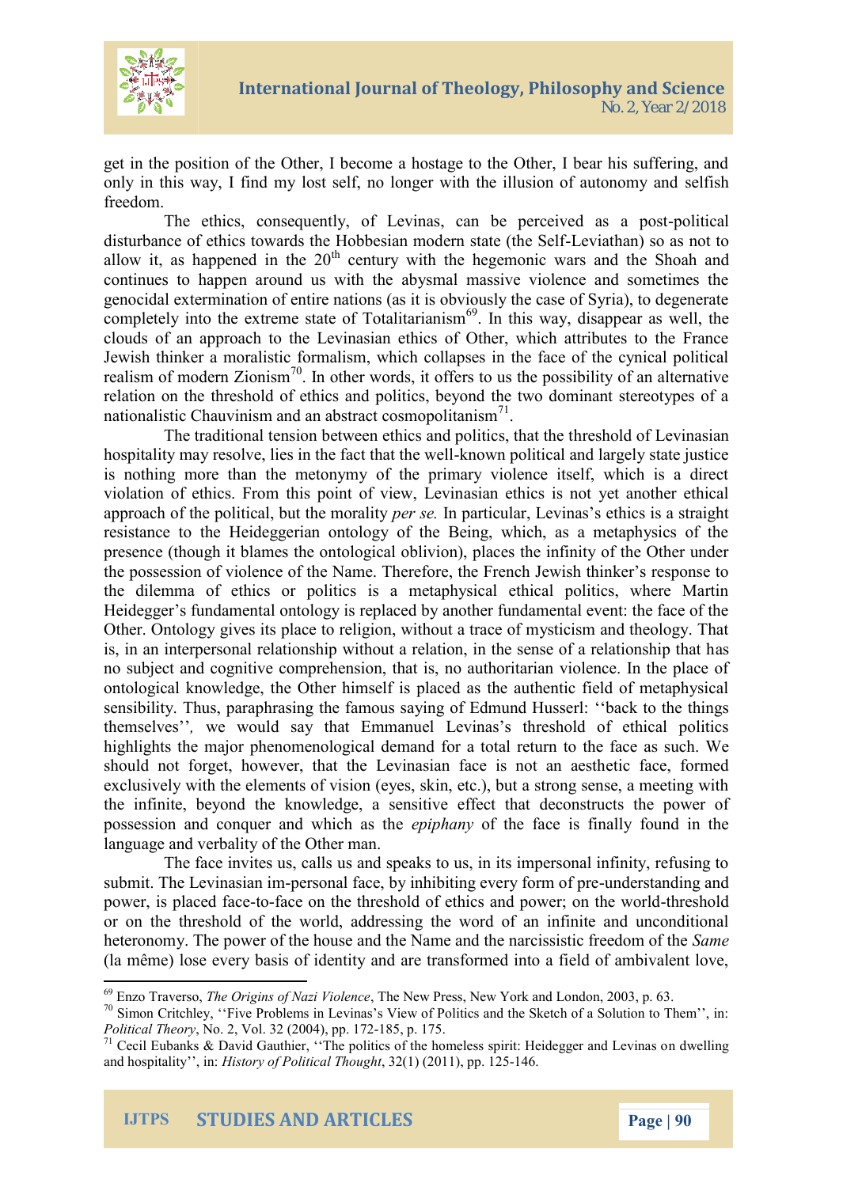get in the position of the Other, I become a hostage to the Other, I bear his suffering, and only in this way, I find my lost self, no longer with the illusion of autonomy and selfish freedom.

The ethics, consequently, of Levinas, can be perceived as a post-political disturbance of ethics towards the Hobbesian modern state (the Self-Leviathan) so as not to allow it, as happened in the 20th century with the hegemonic wars and the Shoah and continues to happen around us with the abysmal massive violence and sometimes the genocidal extermination of entire nations (as it is obviously the case of Syria), to degenerate completely into the extreme state of Totalitarianism[69]. In this way, disappear as well, the clouds of an approach to the Levinasian ethics of Other, which attributes to the France Jewish thinker a moralistic formalism, which collapses in the face of the cynical political realism of modern Zionism[70]. In other words, it offers to us the possibility of an alternative relation on the threshold of ethics and politics, beyond the two dominant stereotypes of a nationalistic Chauvinism and an abstract cosmopolitanism[71].

The traditional tension between ethics and politics, that the threshold of Levinasian hospitality may resolve, lies in the fact that the well-known political and largely state justice is nothing more than the metonymy of the primary violence itself, which is a direct violation of ethics. From this point of view, Levinasian ethics is not yet another ethical approach of the political, but the morality *per se.* In particular, Levinas's ethics is a straight resistance to the Heideggerian ontology of the Being, which, as a metaphysics of the presence (though it blames the ontological oblivion), places the infinity of the Other under the possession of violence of the Name. Therefore, the French Jewish thinker's response to the dilemma of ethics or politics is a metaphysical ethical politics, where Martin Heidegger's fundamental ontology is replaced by another fundamental event: the face of the Other. Ontology gives its place to religion, without a trace of mysticism and theology. That is, in an interpersonal relationship without a relation, in the sense of a relationship that has no subject and cognitive comprehension, that is, no authoritarian violence. In the place of ontological knowledge, the Other himself is placed as the authentic field of metaphysical sensibility. Thus, paraphrasing the famous saying of Edmund Husserl: ''back to the things themselves'', we would say that Emmanuel Levinas's threshold of ethical politics highlights the major phenomenological demand for a total return to the face as such. We should not forget, however, that the Levinasian face is not an aesthetic face, formed exclusively with the elements of vision (eyes, skin, etc.), but a strong sense, a meeting with the infinite, beyond the knowledge, a sensitive effect that deconstructs the power of possession and conquer and which as the *epiphany* of the face is finally found in the language and verbality of the Other man.

The face invites us, calls us and speaks to us, in its impersonal infinity, refusing to submit. The Levinasian im-personal face, by inhibiting every form of pre-understanding and power, is placed face-to-face on the threshold of ethics and power; on the world-threshold or on the threshold of the world, addressing the word of an infinite and unconditional heteronomy. The power of the house and the Name and the narcissistic freedom of the *Same* (la même) lose every basis of identity and are transformed into a field of ambivalent love,

---

[69] Enzo Traverso, *The Origins of Nazi Violence*, The New Press, New York and London, 2003, p. 63.

[70] Simon Critchley, ''Five Problems in Levinas's View of Politics and the Sketch of a Solution to Them'', in: *Political Theory*, No. 2, Vol. 32 (2004), pp. 172-185, p. 175.

[71] Cecil Eubanks & David Gauthier, ''The politics of the homeless spirit: Heidegger and Levinas on dwelling and hospitality'', in: *History of Political Thought*, 32(1) (2011), pp. 125-146.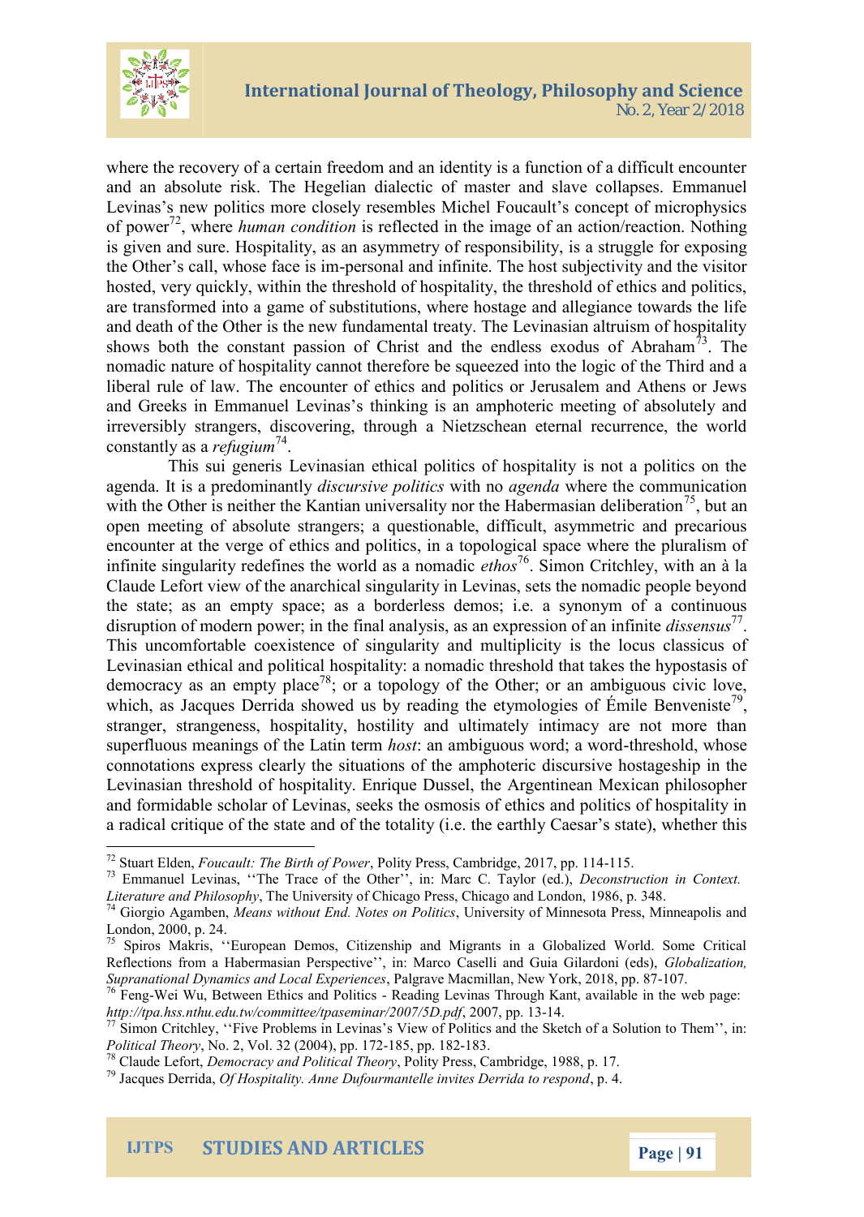where the recovery of a certain freedom and an identity is a function of a difficult encounter and an absolute risk. The Hegelian dialectic of master and slave collapses. Emmanuel Levinas's new politics more closely resembles Michel Foucault's concept of microphysics of power[72], where *human condition* is reflected in the image of an action/reaction. Nothing is given and sure. Hospitality, as an asymmetry of responsibility, is a struggle for exposing the Other's call, whose face is im-personal and infinite. The host subjectivity and the visitor hosted, very quickly, within the threshold of hospitality, the threshold of ethics and politics, are transformed into a game of substitutions, where hostage and allegiance towards the life and death of the Other is the new fundamental treaty. The Levinasian altruism of hospitality shows both the constant passion of Christ and the endless exodus of Abraham[73]. The nomadic nature of hospitality cannot therefore be squeezed into the logic of the Third and a liberal rule of law. The encounter of ethics and politics or Jerusalem and Athens or Jews and Greeks in Emmanuel Levinas's thinking is an amphoteric meeting of absolutely and irreversibly strangers, discovering, through a Nietzschean eternal recurrence, the world constantly as a *refugium*[74].

This sui generis Levinasian ethical politics of hospitality is not a politics on the agenda. It is a predominantly *discursive politics* with no *agenda* where the communication with the Other is neither the Kantian universality nor the Habermasian deliberation[75], but an open meeting of absolute strangers; a questionable, difficult, asymmetric and precarious encounter at the verge of ethics and politics, in a topological space where the pluralism of infinite singularity redefines the world as a nomadic *ethos*[76]. Simon Critchley, with an à la Claude Lefort view of the anarchical singularity in Levinas, sets the nomadic people beyond the state; as an empty space; as a borderless demos; i.e. a synonym of a continuous disruption of modern power; in the final analysis, as an expression of an infinite *dissensus*[77]. This uncomfortable coexistence of singularity and multiplicity is the locus classicus of Levinasian ethical and political hospitality: a nomadic threshold that takes the hypostasis of democracy as an empty place[78]; or a topology of the Other; or an ambiguous civic love, which, as Jacques Derrida showed us by reading the etymologies of Émile Benveniste[79], stranger, strangeness, hospitality, hostility and ultimately intimacy are not more than superfluous meanings of the Latin term *host*: an ambiguous word; a word-threshold, whose connotations express clearly the situations of the amphoteric discursive hostageship in the Levinasian threshold of hospitality. Enrique Dussel, the Argentinean Mexican philosopher and formidable scholar of Levinas, seeks the osmosis of ethics and politics of hospitality in a radical critique of the state and of the totality (i.e. the earthly Caesar's state), whether this

---

[72] Stuart Elden, *Foucault: The Birth of Power*, Polity Press, Cambridge, 2017, pp. 114-115.

[73] Emmanuel Levinas, ''The Trace of the Other'', in: Marc C. Taylor (ed.), *Deconstruction in Context. Literature and Philosophy*, The University of Chicago Press, Chicago and London, 1986, p. 348.

[74] Giorgio Agamben, *Means without End. Notes on Politics*, University of Minnesota Press, Minneapolis and London, 2000, p. 24.

[75] Spiros Makris, ''European Demos, Citizenship and Migrants in a Globalized World. Some Critical Reflections from a Habermasian Perspective'', in: Marco Caselli and Guia Gilardoni (eds), *Globalization, Supranational Dynamics and Local Experiences*, Palgrave Macmillan, New York, 2018, pp. 87-107.

[76] Feng-Wei Wu, Between Ethics and Politics - Reading Levinas Through Kant, available in the web page: *http://tpa.hss.nthu.edu.tw/committee/tpaseminar/2007/5D.pdf*, 2007, pp. 13-14.

[77] Simon Critchley, ''Five Problems in Levinas's View of Politics and the Sketch of a Solution to Them'', in: *Political Theory*, No. 2, Vol. 32 (2004), pp. 172-185, pp. 182-183.

[78] Claude Lefort, *Democracy and Political Theory*, Polity Press, Cambridge, 1988, p. 17.

[79] Jacques Derrida, *Of Hospitality. Anne Dufourmantelle invites Derrida to respond*, p. 4.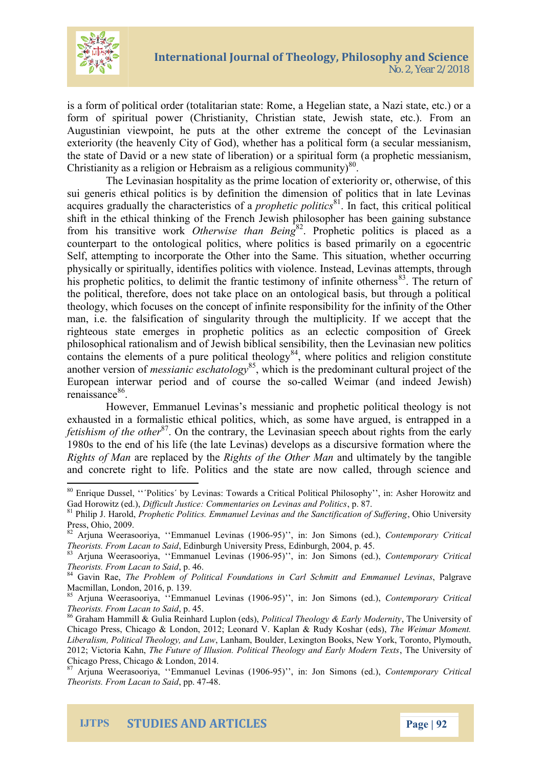is a form of political order (totalitarian state: Rome, a Hegelian state, a Nazi state, etc.) or a form of spiritual power (Christianity, Christian state, Jewish state, etc.). From an Augustinian viewpoint, he puts at the other extreme the concept of the Levinasian exteriority (the heavenly City of God), whether has a political form (a secular messianism, the state of David or a new state of liberation) or a spiritual form (a prophetic messianism, Christianity as a religion or Hebraism as a religious community)[80].

The Levinasian hospitality as the prime location of exteriority or, otherwise, of this sui generis ethical politics is by definition the dimension of politics that in late Levinas acquires gradually the characteristics of a *prophetic politics*[81]. In fact, this critical political shift in the ethical thinking of the French Jewish philosopher has been gaining substance from his transitive work *Otherwise than Being*[82]. Prophetic politics is placed as a counterpart to the ontological politics, where politics is based primarily on a egocentric Self, attempting to incorporate the Other into the Same. This situation, whether occurring physically or spiritually, identifies politics with violence. Instead, Levinas attempts, through his prophetic politics, to delimit the frantic testimony of infinite otherness[83]. The return of the political, therefore, does not take place on an ontological basis, but through a political theology, which focuses on the concept of infinite responsibility for the infinity of the Other man, i.e. the falsification of singularity through the multiplicity. If we accept that the righteous state emerges in prophetic politics as an eclectic composition of Greek philosophical rationalism and of Jewish biblical sensibility, then the Levinasian new politics contains the elements of a pure political theology[84], where politics and religion constitute another version of *messianic eschatology*[85], which is the predominant cultural project of the European interwar period and of course the so-called Weimar (and indeed Jewish) renaissance[86].

However, Emmanuel Levinas's messianic and prophetic political theology is not exhausted in a formalistic ethical politics, which, as some have argued, is entrapped in a *fetishism of the other*[87]. On the contrary, the Levinasian speech about rights from the early 1980s to the end of his life (the late Levinas) develops as a discursive formation where the *Rights of Man* are replaced by the *Rights of the Other Man* and ultimately by the tangible and concrete right to life. Politics and the state are now called, through science and

---

[80] Enrique Dussel, ''´Politics´ by Levinas: Towards a Critical Political Philosophy'', in: Asher Horowitz and Gad Horowitz (ed.), *Difficult Justice: Commentaries on Levinas and Politics*, p. 87.

[81] Philip J. Harold, *Prophetic Politics. Emmanuel Levinas and the Sanctification of Suffering*, Ohio University Press, Ohio, 2009.

[82] Arjuna Weerasooriya, ''Emmanuel Levinas (1906-95)'', in: Jon Simons (ed.), *Contemporary Critical Theorists. From Lacan to Said*, Edinburgh University Press, Edinburgh, 2004, p. 45.

[83] Arjuna Weerasooriya, ''Emmanuel Levinas (1906-95)'', in: Jon Simons (ed.), *Contemporary Critical Theorists. From Lacan to Said*, p. 46.

[84] Gavin Rae, *The Problem of Political Foundations in Carl Schmitt and Emmanuel Levinas*, Palgrave Macmillan, London, 2016, p. 139.

[85] Arjuna Weerasooriya, ''Emmanuel Levinas (1906-95)'', in: Jon Simons (ed.), *Contemporary Critical Theorists. From Lacan to Said*, p. 45.

[86] Graham Hammill & Gulia Reinhard Luplon (eds), *Political Theology & Early Modernity*, The University of Chicago Press, Chicago & London, 2012; Leonard V. Kaplan & Rudy Koshar (eds), *The Weimar Moment. Liberalism, Political Theology, and Law*, Lanham, Boulder, Lexington Books, New York, Toronto, Plymouth, 2012; Victoria Kahn, *The Future of Illusion. Political Theology and Early Modern Texts*, The University of Chicago Press, Chicago & London, 2014.

[87] Arjuna Weerasooriya, ''Emmanuel Levinas (1906-95)'', in: Jon Simons (ed.), *Contemporary Critical Theorists. From Lacan to Said*, pp. 47-48.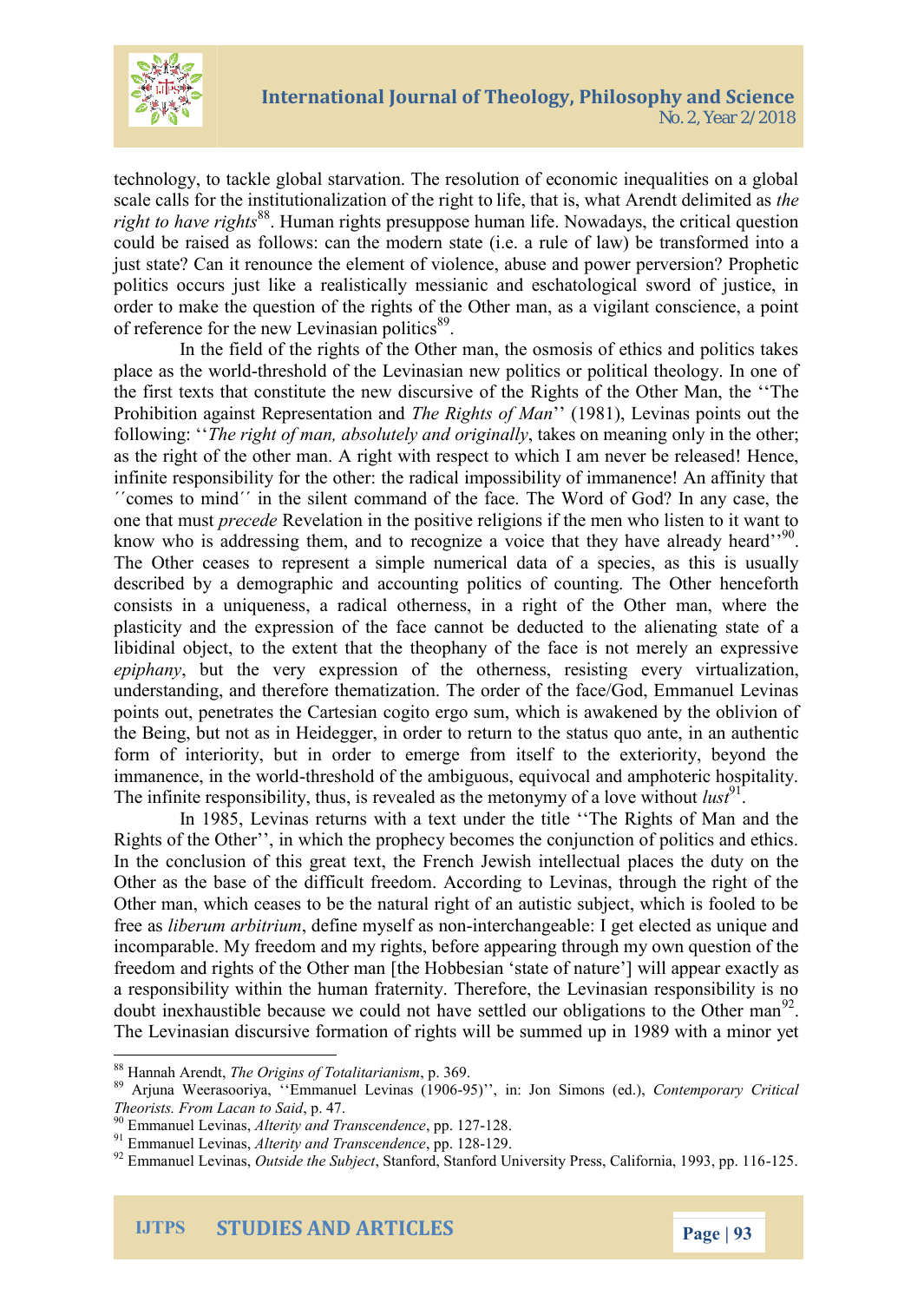technology, to tackle global starvation. The resolution of economic inequalities on a global scale calls for the institutionalization of the right to life, that is, what Arendt delimited as *the right to have rights*[88]. Human rights presuppose human life. Nowadays, the critical question could be raised as follows: can the modern state (i.e. a rule of law) be transformed into a just state? Can it renounce the element of violence, abuse and power perversion? Prophetic politics occurs just like a realistically messianic and eschatological sword of justice, in order to make the question of the rights of the Other man, as a vigilant conscience, a point of reference for the new Levinasian politics[89].

In the field of the rights of the Other man, the osmosis of ethics and politics takes place as the world-threshold of the Levinasian new politics or political theology. In one of the first texts that constitute the new discursive of the Rights of the Other Man, the ''The Prohibition against Representation and *The Rights of Man*'' (1981), Levinas points out the following: ''*The right of man, absolutely and originally*, takes on meaning only in the other; as the right of the other man. A right with respect to which I am never be released! Hence, infinite responsibility for the other: the radical impossibility of immanence! An affinity that ´´comes to mind´´ in the silent command of the face. The Word of God? In any case, the one that must *precede* Revelation in the positive religions if the men who listen to it want to know who is addressing them, and to recognize a voice that they have already heard''[90]. The Other ceases to represent a simple numerical data of a species, as this is usually described by a demographic and accounting politics of counting. The Other henceforth consists in a uniqueness, a radical otherness, in a right of the Other man, where the plasticity and the expression of the face cannot be deducted to the alienating state of a libidinal object, to the extent that the theophany of the face is not merely an expressive *epiphany*, but the very expression of the otherness, resisting every virtualization, understanding, and therefore thematization. The order of the face/God, Emmanuel Levinas points out, penetrates the Cartesian cogito ergo sum, which is awakened by the oblivion of the Being, but not as in Heidegger, in order to return to the status quo ante, in an authentic form of interiority, but in order to emerge from itself to the exteriority, beyond the immanence, in the world-threshold of the ambiguous, equivocal and amphoteric hospitality. The infinite responsibility, thus, is revealed as the metonymy of a love without *lust*[91].

In 1985, Levinas returns with a text under the title ''The Rights of Man and the Rights of the Other'', in which the prophecy becomes the conjunction of politics and ethics. In the conclusion of this great text, the French Jewish intellectual places the duty on the Other as the base of the difficult freedom. According to Levinas, through the right of the Other man, which ceases to be the natural right of an autistic subject, which is fooled to be free as *liberum arbitrium*, define myself as non-interchangeable: I get elected as unique and incomparable. My freedom and my rights, before appearing through my own question of the freedom and rights of the Other man [the Hobbesian 'state of nature'] will appear exactly as a responsibility within the human fraternity. Therefore, the Levinasian responsibility is no doubt inexhaustible because we could not have settled our obligations to the Other man[92]. The Levinasian discursive formation of rights will be summed up in 1989 with a minor yet

---

[88] Hannah Arendt, *The Origins of Totalitarianism*, p. 369.

[89] Arjuna Weerasooriya, ''Emmanuel Levinas (1906-95)'', in: Jon Simons (ed.), *Contemporary Critical Theorists. From Lacan to Said*, p. 47.

[90] Emmanuel Levinas, *Alterity and Transcendence*, pp. 127-128.

[91] Emmanuel Levinas, *Alterity and Transcendence*, pp. 128-129.

[92] Emmanuel Levinas, *Outside the Subject*, Stanford, Stanford University Press, California, 1993, pp. 116-125.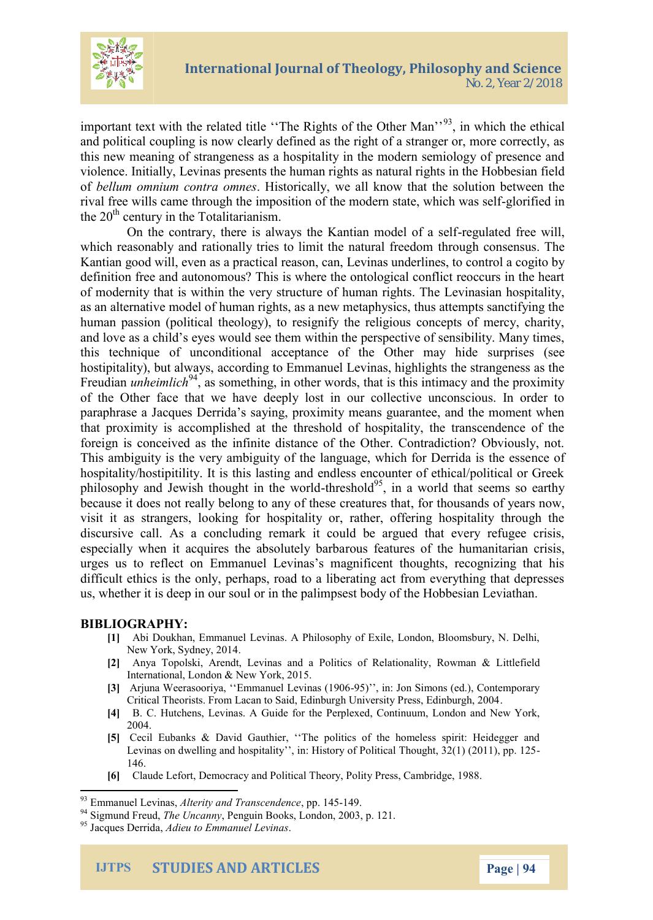important text with the related title ''The Rights of the Other Man''[93], in which the ethical and political coupling is now clearly defined as the right of a stranger or, more correctly, as this new meaning of strangeness as a hospitality in the modern semiology of presence and violence. Initially, Levinas presents the human rights as natural rights in the Hobbesian field of *bellum omnium contra omnes*. Historically, we all know that the solution between the rival free wills came through the imposition of the modern state, which was self-glorified in the 20th century in the Totalitarianism.

On the contrary, there is always the Kantian model of a self-regulated free will, which reasonably and rationally tries to limit the natural freedom through consensus. The Kantian good will, even as a practical reason, can, Levinas underlines, to control a cogito by definition free and autonomous? This is where the ontological conflict reoccurs in the heart of modernity that is within the very structure of human rights. The Levinasian hospitality, as an alternative model of human rights, as a new metaphysics, thus attempts sanctifying the human passion (political theology), to resignify the religious concepts of mercy, charity, and love as a child's eyes would see them within the perspective of sensibility. Many times, this technique of unconditional acceptance of the Other may hide surprises (see hostipitality), but always, according to Emmanuel Levinas, highlights the strangeness as the Freudian *unheimlich*[94], as something, in other words, that is this intimacy and the proximity of the Other face that we have deeply lost in our collective unconscious. In order to paraphrase a Jacques Derrida's saying, proximity means guarantee, and the moment when that proximity is accomplished at the threshold of hospitality, the transcendence of the foreign is conceived as the infinite distance of the Other. Contradiction? Obviously, not. This ambiguity is the very ambiguity of the language, which for Derrida is the essence of hospitality/hostipitility. It is this lasting and endless encounter of ethical/political or Greek philosophy and Jewish thought in the world-threshold[95], in a world that seems so earthy because it does not really belong to any of these creatures that, for thousands of years now, visit it as strangers, looking for hospitality or, rather, offering hospitality through the discursive call. As a concluding remark it could be argued that every refugee crisis, especially when it acquires the absolutely barbarous features of the humanitarian crisis, urges us to reflect on Emmanuel Levinas's magnificent thoughts, recognizing that his difficult ethics is the only, perhaps, road to a liberating act from everything that depresses us, whether it is deep in our soul or in the palimpsest body of the Hobbesian Leviathan.

## BIBLIOGRAPHY:

**[1]** Abi Doukhan, Emmanuel Levinas. A Philosophy of Exile, London, Bloomsbury, N. Delhi, New York, Sydney, 2014.

**[2]** Anya Topolski, Arendt, Levinas and a Politics of Relationality, Rowman & Littlefield International, London & New York, 2015.

**[3]** Arjuna Weerasooriya, ''Emmanuel Levinas (1906-95)'', in: Jon Simons (ed.), Contemporary Critical Theorists. From Lacan to Said, Edinburgh University Press, Edinburgh, 2004.

**[4]** B. C. Hutchens, Levinas. A Guide for the Perplexed, Continuum, London and New York, 2004.

**[5]** Cecil Eubanks & David Gauthier, ''The politics of the homeless spirit: Heidegger and Levinas on dwelling and hospitality'', in: History of Political Thought, 32(1) (2011), pp. 125-146.

**[6]** Claude Lefort, Democracy and Political Theory, Polity Press, Cambridge, 1988.

---

[93] Emmanuel Levinas, *Alterity and Transcendence*, pp. 145-149.

[94] Sigmund Freud, *The Uncanny*, Penguin Books, London, 2003, p. 121.

[95] Jacques Derrida, *Adieu to Emmanuel Levinas*.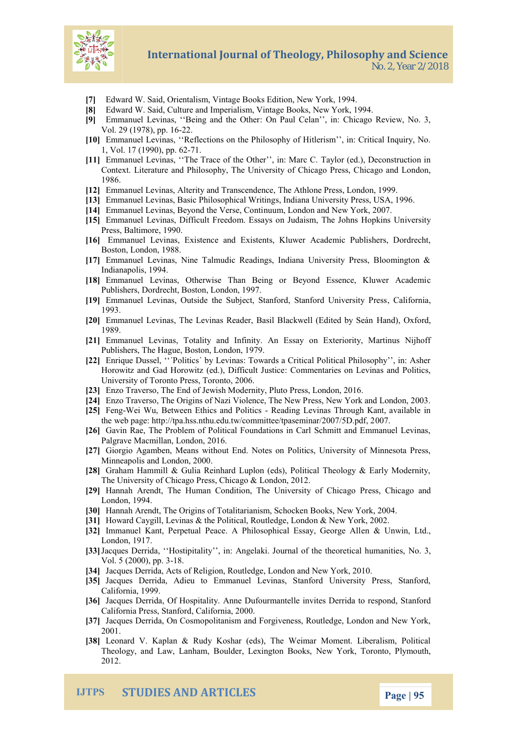[7] Edward W. Said, Orientalism, Vintage Books Edition, New York, 1994.

[8] Edward W. Said, Culture and Imperialism, Vintage Books, New York, 1994.

[9] Emmanuel Levinas, ''Being and the Other: On Paul Celan'', in: Chicago Review, No. 3, Vol. 29 (1978), pp. 16-22.

[10] Emmanuel Levinas, ''Reflections on the Philosophy of Hitlerism'', in: Critical Inquiry, No. 1, Vol. 17 (1990), pp. 62-71.

[11] Emmanuel Levinas, ''The Trace of the Other'', in: Marc C. Taylor (ed.), Deconstruction in Context. Literature and Philosophy, The University of Chicago Press, Chicago and London, 1986.

[12] Emmanuel Levinas, Alterity and Transcendence, The Athlone Press, London, 1999.

[13] Emmanuel Levinas, Basic Philosophical Writings, Indiana University Press, USA, 1996.

[14] Emmanuel Levinas, Beyond the Verse, Continuum, London and New York, 2007.

[15] Emmanuel Levinas, Difficult Freedom. Essays on Judaism, The Johns Hopkins University Press, Baltimore, 1990.

[16] Emmanuel Levinas, Existence and Existents, Kluwer Academic Publishers, Dordrecht, Boston, London, 1988.

[17] Emmanuel Levinas, Nine Talmudic Readings, Indiana University Press, Bloomington & Indianapolis, 1994.

[18] Emmanuel Levinas, Otherwise Than Being or Beyond Essence, Kluwer Academic Publishers, Dordrecht, Boston, London, 1997.

[19] Emmanuel Levinas, Outside the Subject, Stanford, Stanford University Press, California, 1993.

[20] Emmanuel Levinas, The Levinas Reader, Basil Blackwell (Edited by Seán Hand), Oxford, 1989.

[21] Emmanuel Levinas, Totality and Infinity. An Essay on Exteriority, Martinus Nijhoff Publishers, The Hague, Boston, London, 1979.

[22] Enrique Dussel, ''´Politics´ by Levinas: Towards a Critical Political Philosophy'', in: Asher Horowitz and Gad Horowitz (ed.), Difficult Justice: Commentaries on Levinas and Politics, University of Toronto Press, Toronto, 2006.

[23] Enzo Traverso, The End of Jewish Modernity, Pluto Press, London, 2016.

[24] Enzo Traverso, The Origins of Nazi Violence, The New Press, New York and London, 2003.

[25] Feng-Wei Wu, Between Ethics and Politics - Reading Levinas Through Kant, available in the web page: http://tpa.hss.nthu.edu.tw/committee/tpaseminar/2007/5D.pdf, 2007.

[26] Gavin Rae, The Problem of Political Foundations in Carl Schmitt and Emmanuel Levinas, Palgrave Macmillan, London, 2016.

[27] Giorgio Agamben, Means without End. Notes on Politics, University of Minnesota Press, Minneapolis and London, 2000.

[28] Graham Hammill & Gulia Reinhard Luplon (eds), Political Theology & Early Modernity, The University of Chicago Press, Chicago & London, 2012.

[29] Hannah Arendt, The Human Condition, The University of Chicago Press, Chicago and London, 1994.

[30] Hannah Arendt, The Origins of Totalitarianism, Schocken Books, New York, 2004.

[31] Howard Caygill, Levinas & the Political, Routledge, London & New York, 2002.

[32] Immanuel Kant, Perpetual Peace. A Philosophical Essay, George Allen & Unwin, Ltd., London, 1917.

[33] Jacques Derrida, ''Hostipitality'', in: Angelaki. Journal of the theoretical humanities, No. 3, Vol. 5 (2000), pp. 3-18.

[34] Jacques Derrida, Acts of Religion, Routledge, London and New York, 2010.

[35] Jacques Derrida, Adieu to Emmanuel Levinas, Stanford University Press, Stanford, California, 1999.

[36] Jacques Derrida, Of Hospitality. Anne Dufourmantelle invites Derrida to respond, Stanford California Press, Stanford, California, 2000.

[37] Jacques Derrida, On Cosmopolitanism and Forgiveness, Routledge, London and New York, 2001.

[38] Leonard V. Kaplan & Rudy Koshar (eds), The Weimar Moment. Liberalism, Political Theology, and Law, Lanham, Boulder, Lexington Books, New York, Toronto, Plymouth, 2012.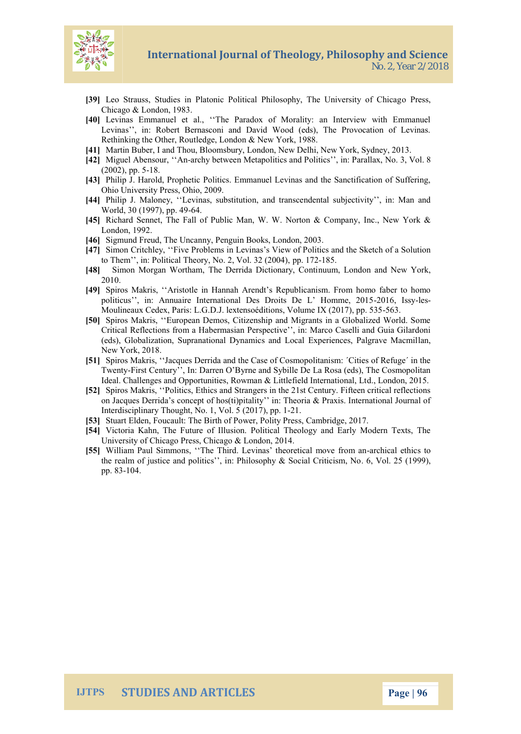**[39]** Leo Strauss, Studies in Platonic Political Philosophy, The University of Chicago Press, Chicago & London, 1983.

**[40]** Levinas Emmanuel et al., ''The Paradox of Morality: an Interview with Emmanuel Levinas'', in: Robert Bernasconi and David Wood (eds), The Provocation of Levinas. Rethinking the Other, Routledge, London & New York, 1988.

**[41]** Martin Buber, I and Thou, Bloomsbury, London, New Delhi, New York, Sydney, 2013.

**[42]** Miguel Abensour, ''An-archy between Metapolitics and Politics'', in: Parallax, No. 3, Vol. 8 (2002), pp. 5-18.

**[43]** Philip J. Harold, Prophetic Politics. Emmanuel Levinas and the Sanctification of Suffering, Ohio University Press, Ohio, 2009.

**[44]** Philip J. Maloney, ''Levinas, substitution, and transcendental subjectivity'', in: Man and World, 30 (1997), pp. 49-64.

**[45]** Richard Sennet, The Fall of Public Man, W. W. Norton & Company, Inc., New York & London, 1992.

**[46]** Sigmund Freud, The Uncanny, Penguin Books, London, 2003.

**[47]** Simon Critchley, ''Five Problems in Levinas's View of Politics and the Sketch of a Solution to Them'', in: Political Theory, No. 2, Vol. 32 (2004), pp. 172-185.

**[48]** Simon Morgan Wortham, The Derrida Dictionary, Continuum, London and New York, 2010.

**[49]** Spiros Makris, ''Aristotle in Hannah Arendt's Republicanism. From homo faber to homo politicus'', in: Annuaire International Des Droits De L' Homme, 2015-2016, Issy-les-Moulineaux Cedex, Paris: L.G.D.J. lextensoéditions, Volume IX (2017), pp. 535-563.

**[50]** Spiros Makris, ''European Demos, Citizenship and Migrants in a Globalized World. Some Critical Reflections from a Habermasian Perspective'', in: Marco Caselli and Guia Gilardoni (eds), Globalization, Supranational Dynamics and Local Experiences, Palgrave Macmillan, New York, 2018.

**[51]** Spiros Makris, ''Jacques Derrida and the Case of Cosmopolitanism: ´Cities of Refuge´ in the Twenty-First Century'', In: Darren O'Byrne and Sybille De La Rosa (eds), The Cosmopolitan Ideal. Challenges and Opportunities, Rowman & Littlefield International, Ltd., London, 2015.

**[52]** Spiros Makris, ''Politics, Ethics and Strangers in the 21st Century. Fifteen critical reflections on Jacques Derrida's concept of hos(ti)pitality'' in: Theoria & Praxis. International Journal of Interdisciplinary Thought, No. 1, Vol. 5 (2017), pp. 1-21.

**[53]** Stuart Elden, Foucault: The Birth of Power, Polity Press, Cambridge, 2017.

**[54]** Victoria Kahn, The Future of Illusion. Political Theology and Early Modern Texts, The University of Chicago Press, Chicago & London, 2014.

**[55]** William Paul Simmons, ''The Third. Levinas' theoretical move from an-archical ethics to the realm of justice and politics'', in: Philosophy & Social Criticism, No. 6, Vol. 25 (1999), pp. 83-104.